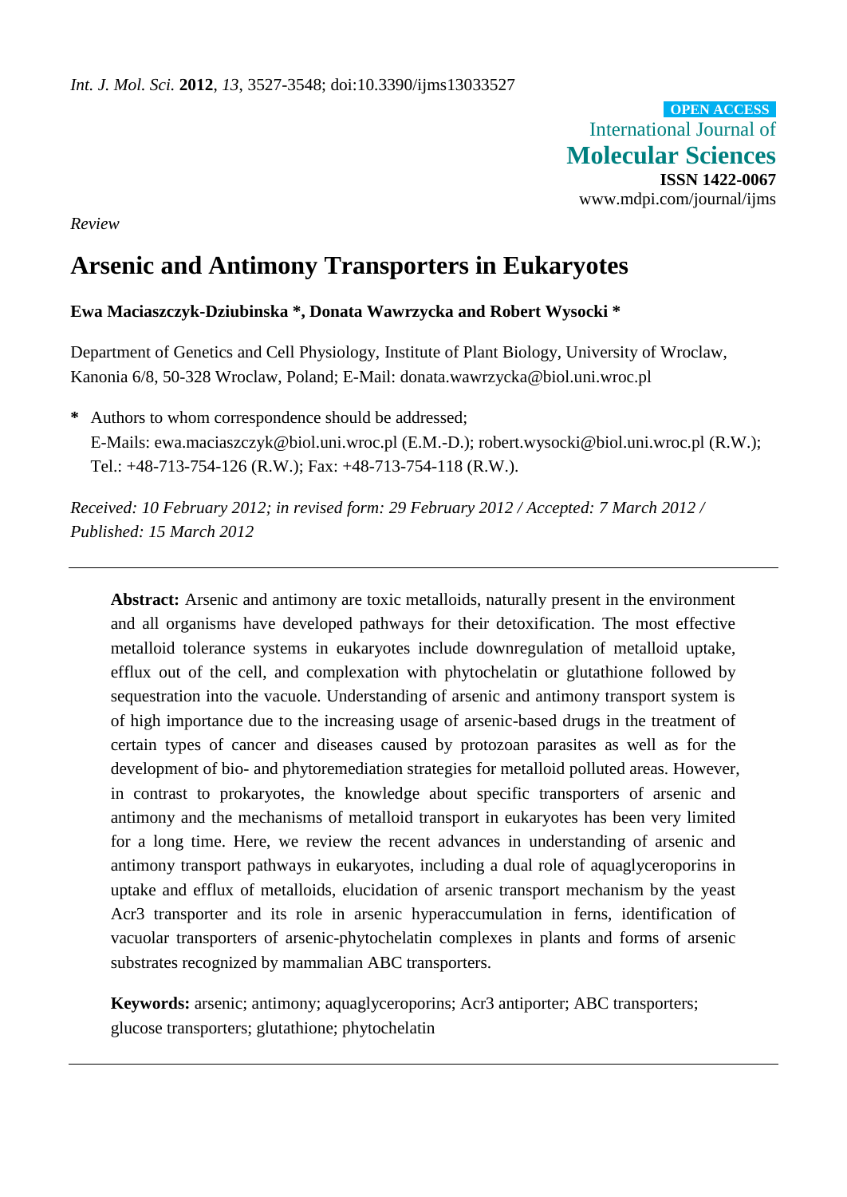*Int. J. Mol. Sci.* **2012**, *13*, 3527-3548; doi:10.3390/ijms13033527

**OPEN ACCESS**

International Journal of
**Molecular Sciences**
**ISSN 1422-0067**
www.mdpi.com/journal/ijms

*Review*

# Arsenic and Antimony Transporters in Eukaryotes

**Ewa Maciaszczyk-Dziubinska \*, Donata Wawrzycka and Robert Wysocki \***

Department of Genetics and Cell Physiology, Institute of Plant Biology, University of Wroclaw, Kanonia 6/8, 50-328 Wroclaw, Poland; E-Mail: donata.wawrzycka@biol.uni.wroc.pl

**\*** Authors to whom correspondence should be addressed;
E-Mails: ewa.maciaszczyk@biol.uni.wroc.pl (E.M.-D.); robert.wysocki@biol.uni.wroc.pl (R.W.);
Tel.: +48-713-754-126 (R.W.); Fax: +48-713-754-118 (R.W.).

*Received: 10 February 2012; in revised form: 29 February 2012 / Accepted: 7 March 2012 / Published: 15 March 2012*

---

**Abstract:** Arsenic and antimony are toxic metalloids, naturally present in the environment and all organisms have developed pathways for their detoxification. The most effective metalloid tolerance systems in eukaryotes include downregulation of metalloid uptake, efflux out of the cell, and complexation with phytochelatin or glutathione followed by sequestration into the vacuole. Understanding of arsenic and antimony transport system is of high importance due to the increasing usage of arsenic-based drugs in the treatment of certain types of cancer and diseases caused by protozoan parasites as well as for the development of bio- and phytoremediation strategies for metalloid polluted areas. However, in contrast to prokaryotes, the knowledge about specific transporters of arsenic and antimony and the mechanisms of metalloid transport in eukaryotes has been very limited for a long time. Here, we review the recent advances in understanding of arsenic and antimony transport pathways in eukaryotes, including a dual role of aquaglyceroporins in uptake and efflux of metalloids, elucidation of arsenic transport mechanism by the yeast Acr3 transporter and its role in arsenic hyperaccumulation in ferns, identification of vacuolar transporters of arsenic-phytochelatin complexes in plants and forms of arsenic substrates recognized by mammalian ABC transporters.

**Keywords:** arsenic; antimony; aquaglyceroporins; Acr3 antiporter; ABC transporters; glucose transporters; glutathione; phytochelatin

---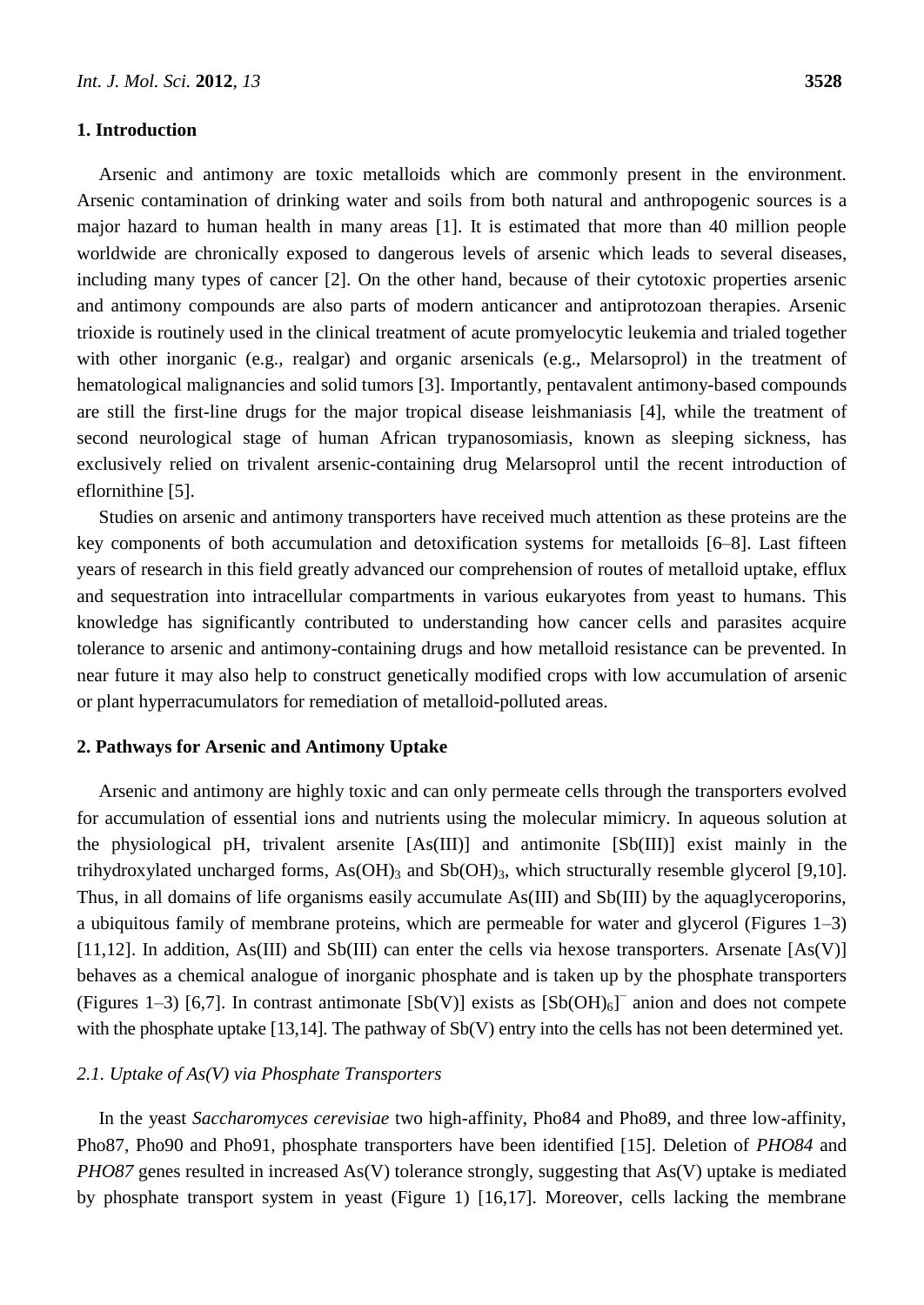## 1. Introduction

Arsenic and antimony are toxic metalloids which are commonly present in the environment. Arsenic contamination of drinking water and soils from both natural and anthropogenic sources is a major hazard to human health in many areas [1]. It is estimated that more than 40 million people worldwide are chronically exposed to dangerous levels of arsenic which leads to several diseases, including many types of cancer [2]. On the other hand, because of their cytotoxic properties arsenic and antimony compounds are also parts of modern anticancer and antiprotozoan therapies. Arsenic trioxide is routinely used in the clinical treatment of acute promyelocytic leukemia and trialed together with other inorganic (e.g., realgar) and organic arsenicals (e.g., Melarsoprol) in the treatment of hematological malignancies and solid tumors [3]. Importantly, pentavalent antimony-based compounds are still the first-line drugs for the major tropical disease leishmaniasis [4], while the treatment of second neurological stage of human African trypanosomiasis, known as sleeping sickness, has exclusively relied on trivalent arsenic-containing drug Melarsoprol until the recent introduction of eflornithine [5].

Studies on arsenic and antimony transporters have received much attention as these proteins are the key components of both accumulation and detoxification systems for metalloids [6–8]. Last fifteen years of research in this field greatly advanced our comprehension of routes of metalloid uptake, efflux and sequestration into intracellular compartments in various eukaryotes from yeast to humans. This knowledge has significantly contributed to understanding how cancer cells and parasites acquire tolerance to arsenic and antimony-containing drugs and how metalloid resistance can be prevented. In near future it may also help to construct genetically modified crops with low accumulation of arsenic or plant hyperracumulators for remediation of metalloid-polluted areas.

## 2. Pathways for Arsenic and Antimony Uptake

Arsenic and antimony are highly toxic and can only permeate cells through the transporters evolved for accumulation of essential ions and nutrients using the molecular mimicry. In aqueous solution at the physiological pH, trivalent arsenite [As(III)] and antimonite [Sb(III)] exist mainly in the trihydroxylated uncharged forms, $As(OH)_3$ and $Sb(OH)_3$, which structurally resemble glycerol [9,10]. Thus, in all domains of life organisms easily accumulate As(III) and Sb(III) by the aquaglyceroporins, a ubiquitous family of membrane proteins, which are permeable for water and glycerol (Figures 1–3) [11,12]. In addition, As(III) and Sb(III) can enter the cells via hexose transporters. Arsenate [As(V)] behaves as a chemical analogue of inorganic phosphate and is taken up by the phosphate transporters (Figures 1–3) [6,7]. In contrast antimonate [Sb(V)] exists as $[Sb(OH)_6]^-$ anion and does not compete with the phosphate uptake [13,14]. The pathway of Sb(V) entry into the cells has not been determined yet.

### *2.1. Uptake of As(V) via Phosphate Transporters*

In the yeast *Saccharomyces cerevisiae* two high-affinity, Pho84 and Pho89, and three low-affinity, Pho87, Pho90 and Pho91, phosphate transporters have been identified [15]. Deletion of *PHO84* and *PHO87* genes resulted in increased As(V) tolerance strongly, suggesting that As(V) uptake is mediated by phosphate transport system in yeast (Figure 1) [16,17]. Moreover, cells lacking the membrane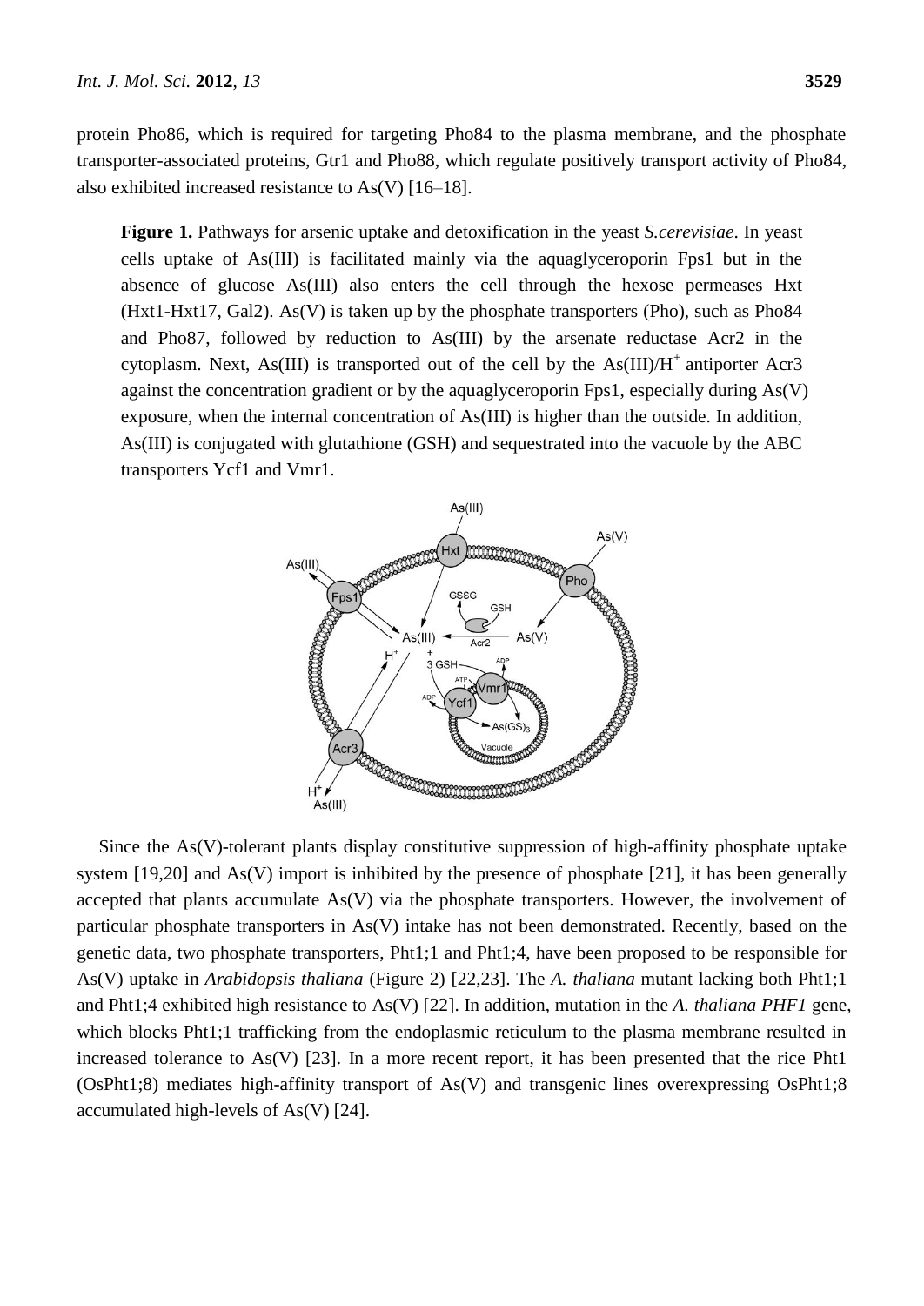protein Pho86, which is required for targeting Pho84 to the plasma membrane, and the phosphate transporter-associated proteins, Gtr1 and Pho88, which regulate positively transport activity of Pho84, also exhibited increased resistance to As(V) [16–18].

**Figure 1.** Pathways for arsenic uptake and detoxification in the yeast *S.cerevisiae*. In yeast cells uptake of As(III) is facilitated mainly via the aquaglyceroporin Fps1 but in the absence of glucose As(III) also enters the cell through the hexose permeases Hxt (Hxt1-Hxt17, Gal2). As(V) is taken up by the phosphate transporters (Pho), such as Pho84 and Pho87, followed by reduction to As(III) by the arsenate reductase Acr2 in the cytoplasm. Next, As(III) is transported out of the cell by the As(III)/$H^+$ antiporter Acr3 against the concentration gradient or by the aquaglyceroporin Fps1, especially during As(V) exposure, when the internal concentration of As(III) is higher than the outside. In addition, As(III) is conjugated with glutathione (GSH) and sequestrated into the vacuole by the ABC transporters Ycf1 and Vmr1.

Since the As(V)-tolerant plants display constitutive suppression of high-affinity phosphate uptake system [19,20] and As(V) import is inhibited by the presence of phosphate [21], it has been generally accepted that plants accumulate As(V) via the phosphate transporters. However, the involvement of particular phosphate transporters in As(V) intake has not been demonstrated. Recently, based on the genetic data, two phosphate transporters, Pht1;1 and Pht1;4, have been proposed to be responsible for As(V) uptake in *Arabidopsis thaliana* (Figure 2) [22,23]. The *A. thaliana* mutant lacking both Pht1;1 and Pht1;4 exhibited high resistance to As(V) [22]. In addition, mutation in the *A. thaliana PHF1* gene, which blocks Pht1;1 trafficking from the endoplasmic reticulum to the plasma membrane resulted in increased tolerance to As(V) [23]. In a more recent report, it has been presented that the rice Pht1 (OsPht1;8) mediates high-affinity transport of As(V) and transgenic lines overexpressing OsPht1;8 accumulated high-levels of As(V) [24].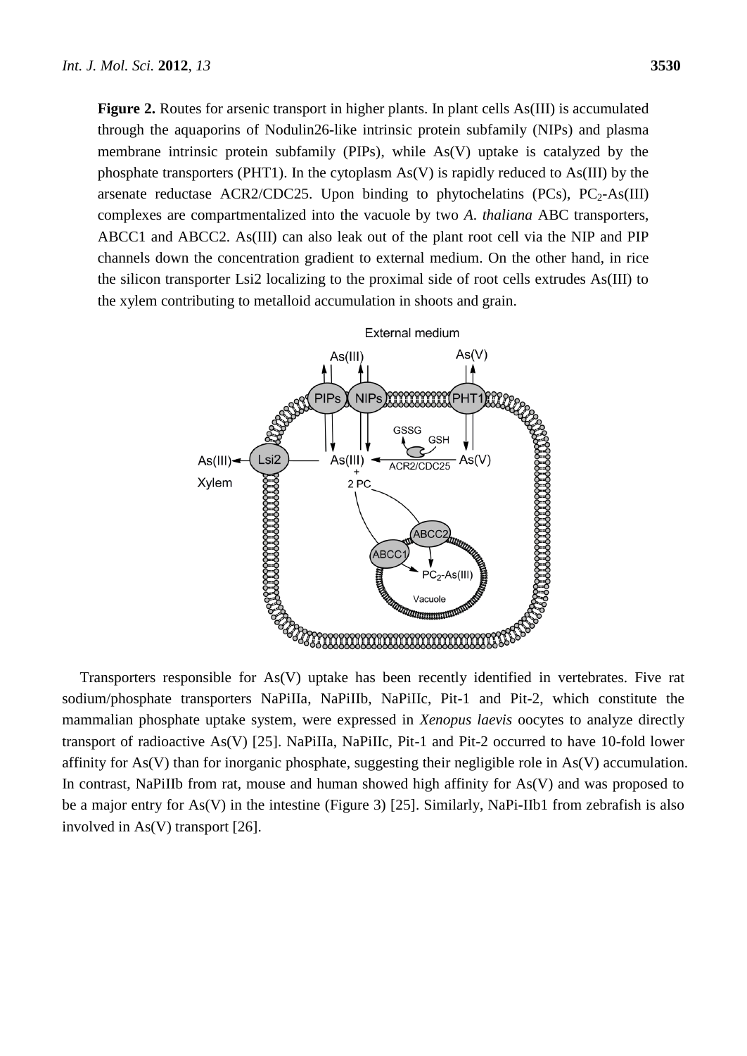**Figure 2.** Routes for arsenic transport in higher plants. In plant cells As(III) is accumulated through the aquaporins of Nodulin26-like intrinsic protein subfamily (NIPs) and plasma membrane intrinsic protein subfamily (PIPs), while As(V) uptake is catalyzed by the phosphate transporters (PHT1). In the cytoplasm As(V) is rapidly reduced to As(III) by the arsenate reductase ACR2/CDC25. Upon binding to phytochelatins (PCs), $PC_2$-As(III) complexes are compartmentalized into the vacuole by two *A. thaliana* ABC transporters, ABCC1 and ABCC2. As(III) can also leak out of the plant root cell via the NIP and PIP channels down the concentration gradient to external medium. On the other hand, in rice the silicon transporter Lsi2 localizing to the proximal side of root cells extrudes As(III) to the xylem contributing to metalloid accumulation in shoots and grain.

Transporters responsible for As(V) uptake has been recently identified in vertebrates. Five rat sodium/phosphate transporters NaPiIIa, NaPiIIb, NaPiIIc, Pit-1 and Pit-2, which constitute the mammalian phosphate uptake system, were expressed in *Xenopus laevis* oocytes to analyze directly transport of radioactive As(V) [25]. NaPiIIa, NaPiIIc, Pit-1 and Pit-2 occurred to have 10-fold lower affinity for As(V) than for inorganic phosphate, suggesting their negligible role in As(V) accumulation. In contrast, NaPiIIb from rat, mouse and human showed high affinity for As(V) and was proposed to be a major entry for As(V) in the intestine (Figure 3) [25]. Similarly, NaPi-IIb1 from zebrafish is also involved in As(V) transport [26].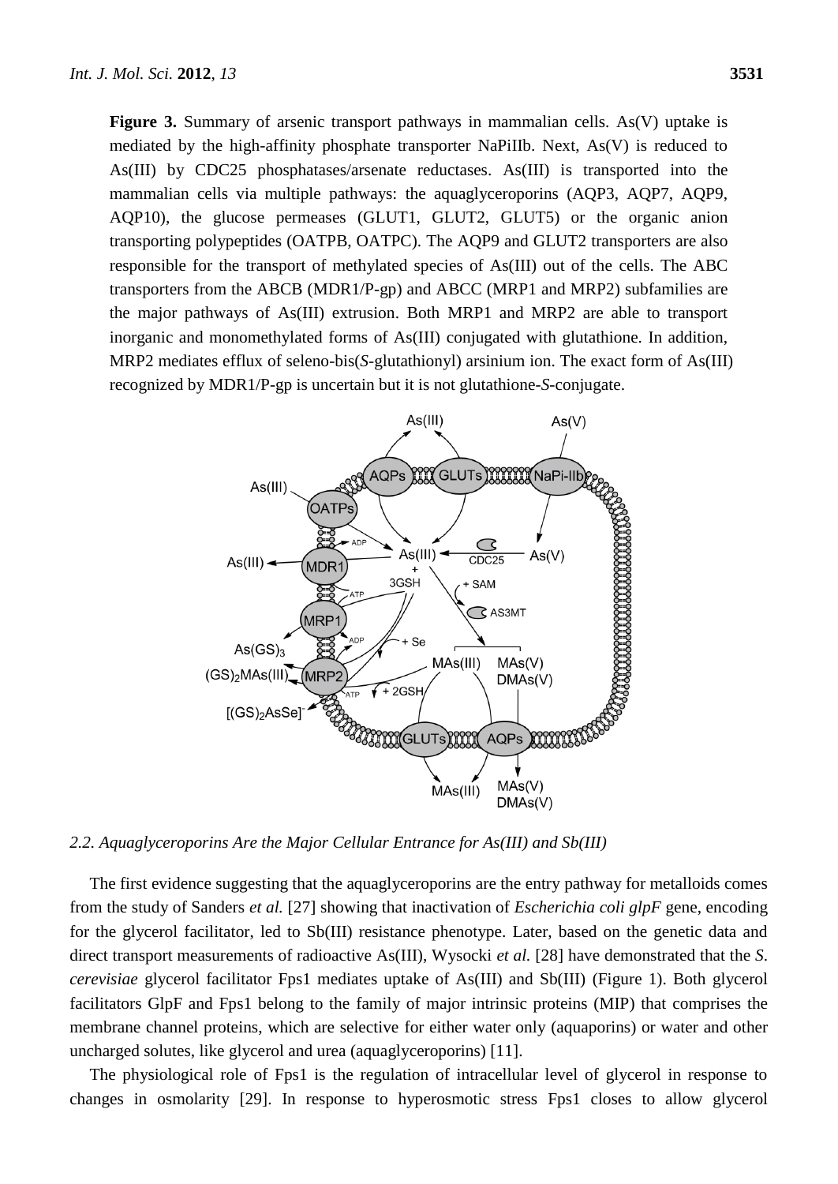**Figure 3.** Summary of arsenic transport pathways in mammalian cells. As(V) uptake is mediated by the high-affinity phosphate transporter NaPiIIb. Next, As(V) is reduced to As(III) by CDC25 phosphatases/arsenate reductases. As(III) is transported into the mammalian cells via multiple pathways: the aquaglyceroporins (AQP3, AQP7, AQP9, AQP10), the glucose permeases (GLUT1, GLUT2, GLUT5) or the organic anion transporting polypeptides (OATPB, OATPC). The AQP9 and GLUT2 transporters are also responsible for the transport of methylated species of As(III) out of the cells. The ABC transporters from the ABCB (MDR1/P-gp) and ABCC (MRP1 and MRP2) subfamilies are the major pathways of As(III) extrusion. Both MRP1 and MRP2 are able to transport inorganic and monomethylated forms of As(III) conjugated with glutathione. In addition, MRP2 mediates efflux of seleno-bis(*S*-glutathionyl) arsinium ion. The exact form of As(III) recognized by MDR1/P-gp is uncertain but it is not glutathione-*S*-conjugate.

### *2.2. Aquaglyceroporins Are the Major Cellular Entrance for As(III) and Sb(III)*

The first evidence suggesting that the aquaglyceroporins are the entry pathway for metalloids comes from the study of Sanders *et al.* [27] showing that inactivation of *Escherichia coli glpF* gene, encoding for the glycerol facilitator, led to Sb(III) resistance phenotype. Later, based on the genetic data and direct transport measurements of radioactive As(III), Wysocki *et al.* [28] have demonstrated that the *S. cerevisiae* glycerol facilitator Fps1 mediates uptake of As(III) and Sb(III) (Figure 1). Both glycerol facilitators GlpF and Fps1 belong to the family of major intrinsic proteins (MIP) that comprises the membrane channel proteins, which are selective for either water only (aquaporins) or water and other uncharged solutes, like glycerol and urea (aquaglyceroporins) [11].

The physiological role of Fps1 is the regulation of intracellular level of glycerol in response to changes in osmolarity [29]. In response to hyperosmotic stress Fps1 closes to allow glycerol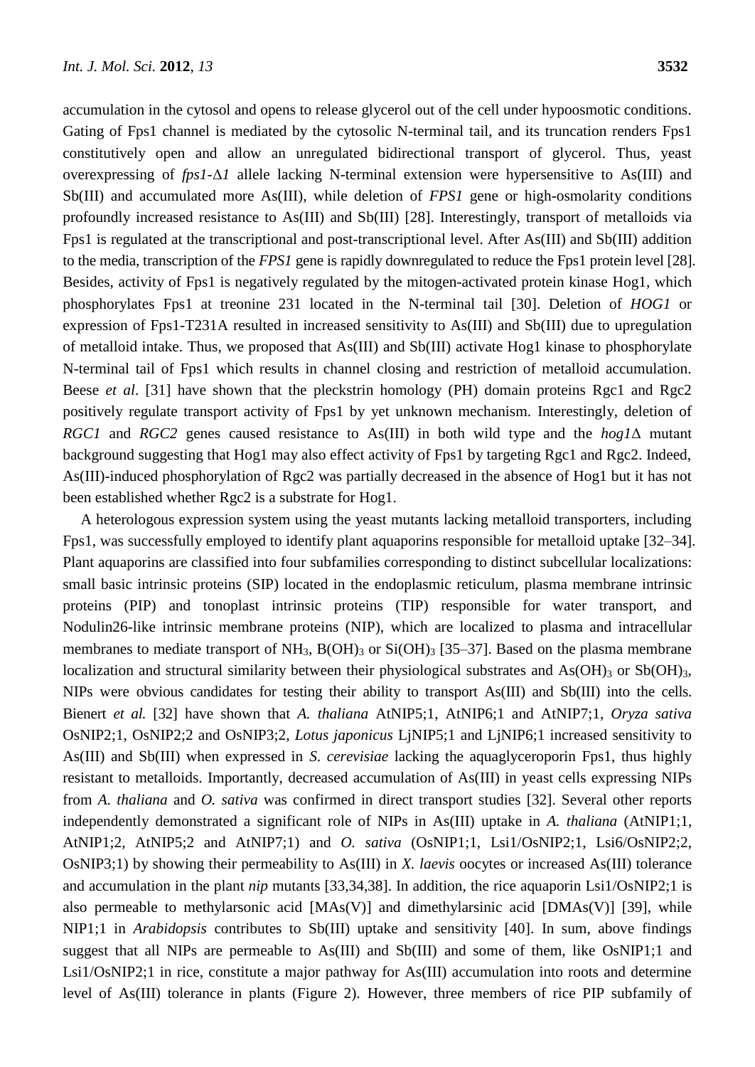accumulation in the cytosol and opens to release glycerol out of the cell under hypoosmotic conditions. Gating of Fps1 channel is mediated by the cytosolic N-terminal tail, and its truncation renders Fps1 constitutively open and allow an unregulated bidirectional transport of glycerol. Thus, yeast overexpressing of *fps1-Δ1* allele lacking N-terminal extension were hypersensitive to As(III) and Sb(III) and accumulated more As(III), while deletion of *FPS1* gene or high-osmolarity conditions profoundly increased resistance to As(III) and Sb(III) [28]. Interestingly, transport of metalloids via Fps1 is regulated at the transcriptional and post-transcriptional level. After As(III) and Sb(III) addition to the media, transcription of the *FPS1* gene is rapidly downregulated to reduce the Fps1 protein level [28]. Besides, activity of Fps1 is negatively regulated by the mitogen-activated protein kinase Hog1, which phosphorylates Fps1 at treonine 231 located in the N-terminal tail [30]. Deletion of *HOG1* or expression of Fps1-T231A resulted in increased sensitivity to As(III) and Sb(III) due to upregulation of metalloid intake. Thus, we proposed that As(III) and Sb(III) activate Hog1 kinase to phosphorylate N-terminal tail of Fps1 which results in channel closing and restriction of metalloid accumulation. Beese *et al*. [31] have shown that the pleckstrin homology (PH) domain proteins Rgc1 and Rgc2 positively regulate transport activity of Fps1 by yet unknown mechanism. Interestingly, deletion of *RGC1* and *RGC2* genes caused resistance to As(III) in both wild type and the *hog1*Δ mutant background suggesting that Hog1 may also effect activity of Fps1 by targeting Rgc1 and Rgc2. Indeed, As(III)-induced phosphorylation of Rgc2 was partially decreased in the absence of Hog1 but it has not been established whether Rgc2 is a substrate for Hog1.

A heterologous expression system using the yeast mutants lacking metalloid transporters, including Fps1, was successfully employed to identify plant aquaporins responsible for metalloid uptake [32–34]. Plant aquaporins are classified into four subfamilies corresponding to distinct subcellular localizations: small basic intrinsic proteins (SIP) located in the endoplasmic reticulum, plasma membrane intrinsic proteins (PIP) and tonoplast intrinsic proteins (TIP) responsible for water transport, and Nodulin26-like intrinsic membrane proteins (NIP), which are localized to plasma and intracellular membranes to mediate transport of $NH_3$, $B(OH)_3$ or $Si(OH)_3$ [35–37]. Based on the plasma membrane localization and structural similarity between their physiological substrates and $As(OH)_3$ or $Sb(OH)_3$, NIPs were obvious candidates for testing their ability to transport As(III) and Sb(III) into the cells. Bienert *et al.* [32] have shown that *A. thaliana* AtNIP5;1, AtNIP6;1 and AtNIP7;1, *Oryza sativa* OsNIP2;1, OsNIP2;2 and OsNIP3;2, *Lotus japonicus* LjNIP5;1 and LjNIP6;1 increased sensitivity to As(III) and Sb(III) when expressed in *S. cerevisiae* lacking the aquaglyceroporin Fps1, thus highly resistant to metalloids. Importantly, decreased accumulation of As(III) in yeast cells expressing NIPs from *A. thaliana* and *O. sativa* was confirmed in direct transport studies [32]. Several other reports independently demonstrated a significant role of NIPs in As(III) uptake in *A. thaliana* (AtNIP1;1, AtNIP1;2, AtNIP5;2 and AtNIP7;1) and *O. sativa* (OsNIP1;1, Lsi1/OsNIP2;1, Lsi6/OsNIP2;2, OsNIP3;1) by showing their permeability to As(III) in *X. laevis* oocytes or increased As(III) tolerance and accumulation in the plant *nip* mutants [33,34,38]. In addition, the rice aquaporin Lsi1/OsNIP2;1 is also permeable to methylarsonic acid [MAs(V)] and dimethylarsinic acid [DMAs(V)] [39], while NIP1;1 in *Arabidopsis* contributes to Sb(III) uptake and sensitivity [40]. In sum, above findings suggest that all NIPs are permeable to As(III) and Sb(III) and some of them, like OsNIP1;1 and Lsi1/OsNIP2;1 in rice, constitute a major pathway for As(III) accumulation into roots and determine level of As(III) tolerance in plants (Figure 2). However, three members of rice PIP subfamily of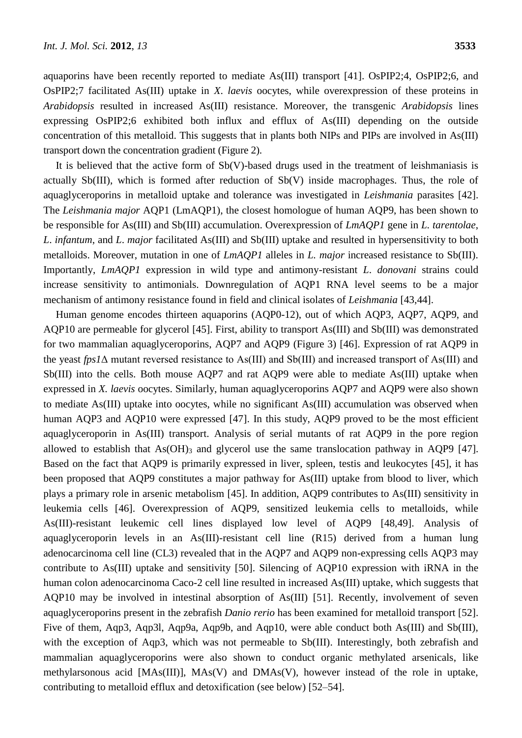aquaporins have been recently reported to mediate As(III) transport [41]. OsPIP2;4, OsPIP2;6, and OsPIP2;7 facilitated As(III) uptake in *X*. *laevis* oocytes, while overexpression of these proteins in *Arabidopsis* resulted in increased As(III) resistance. Moreover, the transgenic *Arabidopsis* lines expressing OsPIP2;6 exhibited both influx and efflux of As(III) depending on the outside concentration of this metalloid. This suggests that in plants both NIPs and PIPs are involved in As(III) transport down the concentration gradient (Figure 2).

It is believed that the active form of Sb(V)-based drugs used in the treatment of leishmaniasis is actually Sb(III), which is formed after reduction of Sb(V) inside macrophages. Thus, the role of aquaglyceroporins in metalloid uptake and tolerance was investigated in *Leishmania* parasites [42]. The *Leishmania major* AQP1 (LmAQP1), the closest homologue of human AQP9, has been shown to be responsible for As(III) and Sb(III) accumulation. Overexpression of *LmAQP1* gene in *L*. *tarentolae*, *L*. *infantum*, and *L*. *major* facilitated As(III) and Sb(III) uptake and resulted in hypersensitivity to both metalloids. Moreover, mutation in one of *LmAQP1* alleles in *L. major* increased resistance to Sb(III). Importantly, *LmAQP1* expression in wild type and antimony-resistant *L*. *donovani* strains could increase sensitivity to antimonials. Downregulation of AQP1 RNA level seems to be a major mechanism of antimony resistance found in field and clinical isolates of *Leishmania* [43,44].

Human genome encodes thirteen aquaporins (AQP0-12), out of which AQP3, AQP7, AQP9, and AQP10 are permeable for glycerol [45]. First, ability to transport As(III) and Sb(III) was demonstrated for two mammalian aquaglyceroporins, AQP7 and AQP9 (Figure 3) [46]. Expression of rat AQP9 in the yeast *fps1*Δ mutant reversed resistance to As(III) and Sb(III) and increased transport of As(III) and Sb(III) into the cells. Both mouse AQP7 and rat AQP9 were able to mediate As(III) uptake when expressed in *X. laevis* oocytes. Similarly, human aquaglyceroporins AQP7 and AQP9 were also shown to mediate As(III) uptake into oocytes, while no significant As(III) accumulation was observed when human AQP3 and AQP10 were expressed [47]. In this study, AQP9 proved to be the most efficient aquaglyceroporin in As(III) transport. Analysis of serial mutants of rat AQP9 in the pore region allowed to establish that $As(OH)_3$ and glycerol use the same translocation pathway in AQP9 [47]. Based on the fact that AQP9 is primarily expressed in liver, spleen, testis and leukocytes [45], it has been proposed that AQP9 constitutes a major pathway for As(III) uptake from blood to liver, which plays a primary role in arsenic metabolism [45]. In addition, AQP9 contributes to As(III) sensitivity in leukemia cells [46]. Overexpression of AQP9, sensitized leukemia cells to metalloids, while As(III)-resistant leukemic cell lines displayed low level of AQP9 [48,49]. Analysis of aquaglyceroporin levels in an As(III)-resistant cell line (R15) derived from a human lung adenocarcinoma cell line (CL3) revealed that in the AQP7 and AQP9 non-expressing cells AQP3 may contribute to As(III) uptake and sensitivity [50]. Silencing of AQP10 expression with iRNA in the human colon adenocarcinoma Caco-2 cell line resulted in increased As(III) uptake, which suggests that AQP10 may be involved in intestinal absorption of As(III) [51]. Recently, involvement of seven aquaglyceroporins present in the zebrafish *Danio rerio* has been examined for metalloid transport [52]. Five of them, Aqp3, Aqp3l, Aqp9a, Aqp9b, and Aqp10, were able conduct both As(III) and Sb(III), with the exception of Aqp3, which was not permeable to Sb(III). Interestingly, both zebrafish and mammalian aquaglyceroporins were also shown to conduct organic methylated arsenicals, like methylarsonous acid [MAs(III)], MAs(V) and DMAs(V), however instead of the role in uptake, contributing to metalloid efflux and detoxification (see below) [52–54].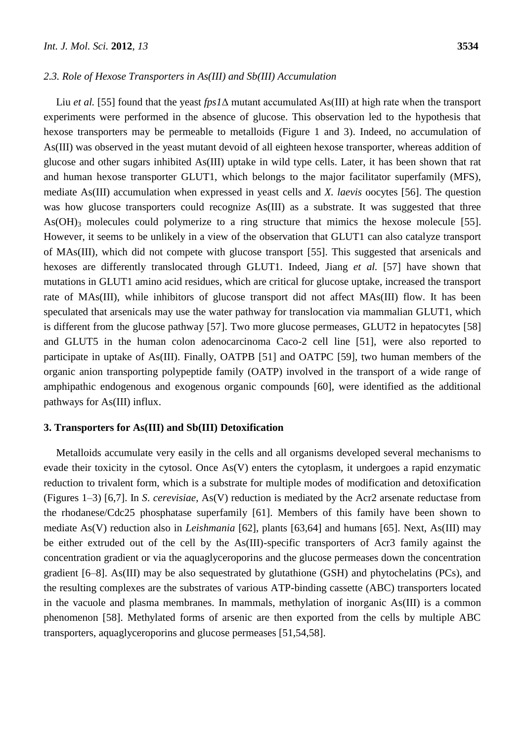### 2.3. Role of Hexose Transporters in As(III) and Sb(III) Accumulation

Liu *et al.* [55] found that the yeast *fps1*Δ mutant accumulated As(III) at high rate when the transport experiments were performed in the absence of glucose. This observation led to the hypothesis that hexose transporters may be permeable to metalloids (Figure 1 and 3). Indeed, no accumulation of As(III) was observed in the yeast mutant devoid of all eighteen hexose transporter, whereas addition of glucose and other sugars inhibited As(III) uptake in wild type cells. Later, it has been shown that rat and human hexose transporter GLUT1, which belongs to the major facilitator superfamily (MFS), mediate As(III) accumulation when expressed in yeast cells and *X. laevis* oocytes [56]. The question was how glucose transporters could recognize As(III) as a substrate. It was suggested that three $As(OH)_3$ molecules could polymerize to a ring structure that mimics the hexose molecule [55]. However, it seems to be unlikely in a view of the observation that GLUT1 can also catalyze transport of MAs(III), which did not compete with glucose transport [55]. This suggested that arsenicals and hexoses are differently translocated through GLUT1. Indeed, Jiang *et al.* [57] have shown that mutations in GLUT1 amino acid residues, which are critical for glucose uptake, increased the transport rate of MAs(III), while inhibitors of glucose transport did not affect MAs(III) flow. It has been speculated that arsenicals may use the water pathway for translocation via mammalian GLUT1, which is different from the glucose pathway [57]. Two more glucose permeases, GLUT2 in hepatocytes [58] and GLUT5 in the human colon adenocarcinoma Caco-2 cell line [51], were also reported to participate in uptake of As(III). Finally, OATPB [51] and OATPC [59], two human members of the organic anion transporting polypeptide family (OATP) involved in the transport of a wide range of amphipathic endogenous and exogenous organic compounds [60], were identified as the additional pathways for As(III) influx.

## 3. Transporters for As(III) and Sb(III) Detoxification

Metalloids accumulate very easily in the cells and all organisms developed several mechanisms to evade their toxicity in the cytosol. Once As(V) enters the cytoplasm, it undergoes a rapid enzymatic reduction to trivalent form, which is a substrate for multiple modes of modification and detoxification (Figures 1–3) [6,7]. In *S. cerevisiae*, As(V) reduction is mediated by the Acr2 arsenate reductase from the rhodanese/Cdc25 phosphatase superfamily [61]. Members of this family have been shown to mediate As(V) reduction also in *Leishmania* [62], plants [63,64] and humans [65]. Next, As(III) may be either extruded out of the cell by the As(III)-specific transporters of Acr3 family against the concentration gradient or via the aquaglyceroporins and the glucose permeases down the concentration gradient [6–8]. As(III) may be also sequestrated by glutathione (GSH) and phytochelatins (PCs), and the resulting complexes are the substrates of various ATP-binding cassette (ABC) transporters located in the vacuole and plasma membranes. In mammals, methylation of inorganic As(III) is a common phenomenon [58]. Methylated forms of arsenic are then exported from the cells by multiple ABC transporters, aquaglyceroporins and glucose permeases [51,54,58].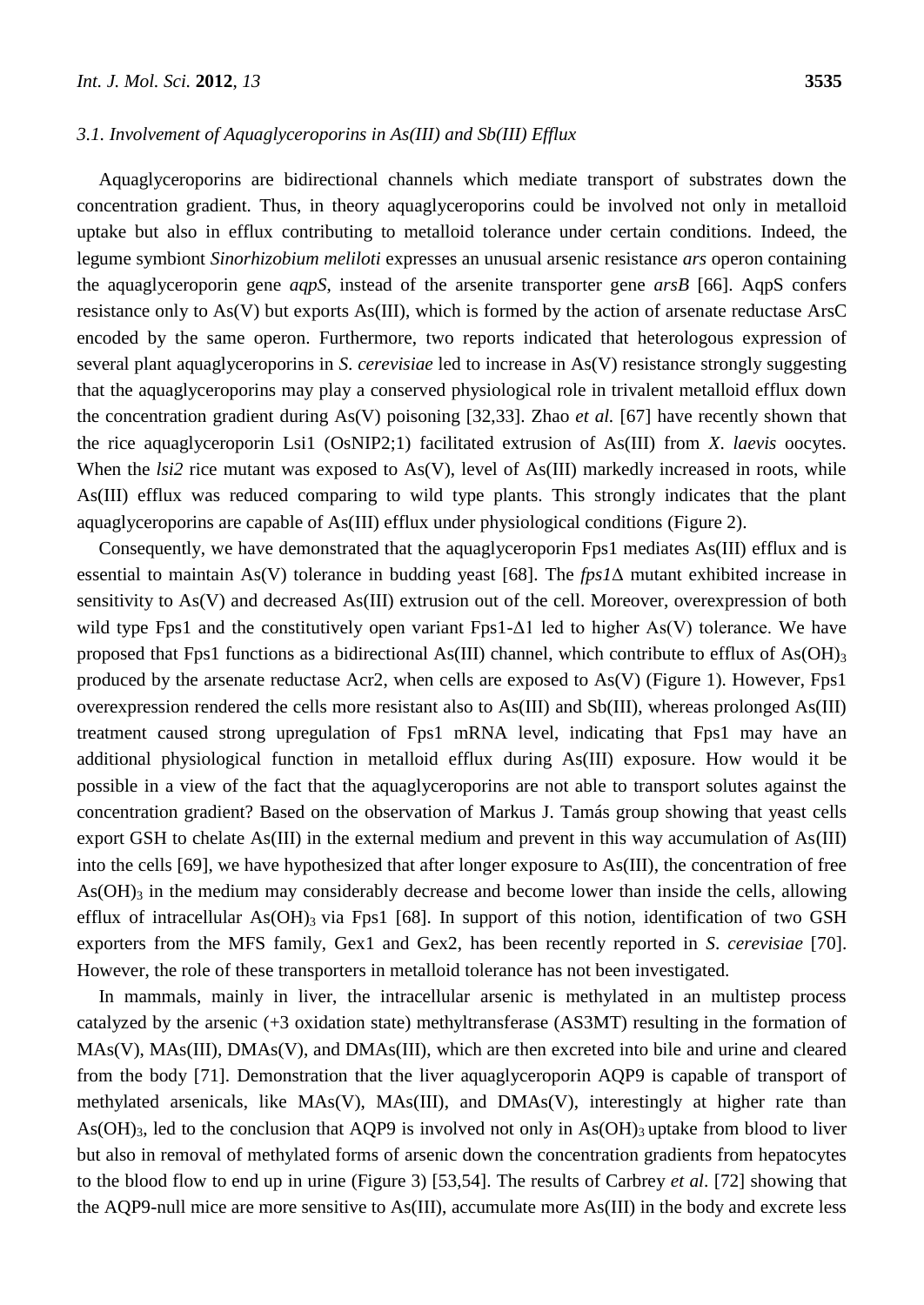### 3.1. Involvement of Aquaglyceroporins in As(III) and Sb(III) Efflux

Aquaglyceroporins are bidirectional channels which mediate transport of substrates down the concentration gradient. Thus, in theory aquaglyceroporins could be involved not only in metalloid uptake but also in efflux contributing to metalloid tolerance under certain conditions. Indeed, the legume symbiont *Sinorhizobium meliloti* expresses an unusual arsenic resistance *ars* operon containing the aquaglyceroporin gene *aqpS*, instead of the arsenite transporter gene *arsB* [66]. AqpS confers resistance only to As(V) but exports As(III), which is formed by the action of arsenate reductase ArsC encoded by the same operon. Furthermore, two reports indicated that heterologous expression of several plant aquaglyceroporins in *S. cerevisiae* led to increase in As(V) resistance strongly suggesting that the aquaglyceroporins may play a conserved physiological role in trivalent metalloid efflux down the concentration gradient during As(V) poisoning [32,33]. Zhao *et al.* [67] have recently shown that the rice aquaglyceroporin Lsi1 (OsNIP2;1) facilitated extrusion of As(III) from *X. laevis* oocytes. When the *lsi2* rice mutant was exposed to As(V), level of As(III) markedly increased in roots, while As(III) efflux was reduced comparing to wild type plants. This strongly indicates that the plant aquaglyceroporins are capable of As(III) efflux under physiological conditions (Figure 2).

Consequently, we have demonstrated that the aquaglyceroporin Fps1 mediates As(III) efflux and is essential to maintain As(V) tolerance in budding yeast [68]. The *fps1*Δ mutant exhibited increase in sensitivity to As(V) and decreased As(III) extrusion out of the cell. Moreover, overexpression of both wild type Fps1 and the constitutively open variant Fps1-Δ1 led to higher As(V) tolerance. We have proposed that Fps1 functions as a bidirectional As(III) channel, which contribute to efflux of $As(OH)_3$ produced by the arsenate reductase Acr2, when cells are exposed to As(V) (Figure 1). However, Fps1 overexpression rendered the cells more resistant also to As(III) and Sb(III), whereas prolonged As(III) treatment caused strong upregulation of Fps1 mRNA level, indicating that Fps1 may have an additional physiological function in metalloid efflux during As(III) exposure. How would it be possible in a view of the fact that the aquaglyceroporins are not able to transport solutes against the concentration gradient? Based on the observation of Markus J. Tamás group showing that yeast cells export GSH to chelate As(III) in the external medium and prevent in this way accumulation of As(III) into the cells [69], we have hypothesized that after longer exposure to As(III), the concentration of free $As(OH)_3$ in the medium may considerably decrease and become lower than inside the cells, allowing efflux of intracellular $As(OH)_3$ via Fps1 [68]. In support of this notion, identification of two GSH exporters from the MFS family, Gex1 and Gex2, has been recently reported in *S. cerevisiae* [70]. However, the role of these transporters in metalloid tolerance has not been investigated.

In mammals, mainly in liver, the intracellular arsenic is methylated in an multistep process catalyzed by the arsenic (+3 oxidation state) methyltransferase (AS3MT) resulting in the formation of MAs(V), MAs(III), DMAs(V), and DMAs(III), which are then excreted into bile and urine and cleared from the body [71]. Demonstration that the liver aquaglyceroporin AQP9 is capable of transport of methylated arsenicals, like MAs(V), MAs(III), and DMAs(V), interestingly at higher rate than $As(OH)_3$, led to the conclusion that AQP9 is involved not only in $As(OH)_3$ uptake from blood to liver but also in removal of methylated forms of arsenic down the concentration gradients from hepatocytes to the blood flow to end up in urine (Figure 3) [53,54]. The results of Carbrey *et al*. [72] showing that the AQP9-null mice are more sensitive to As(III), accumulate more As(III) in the body and excrete less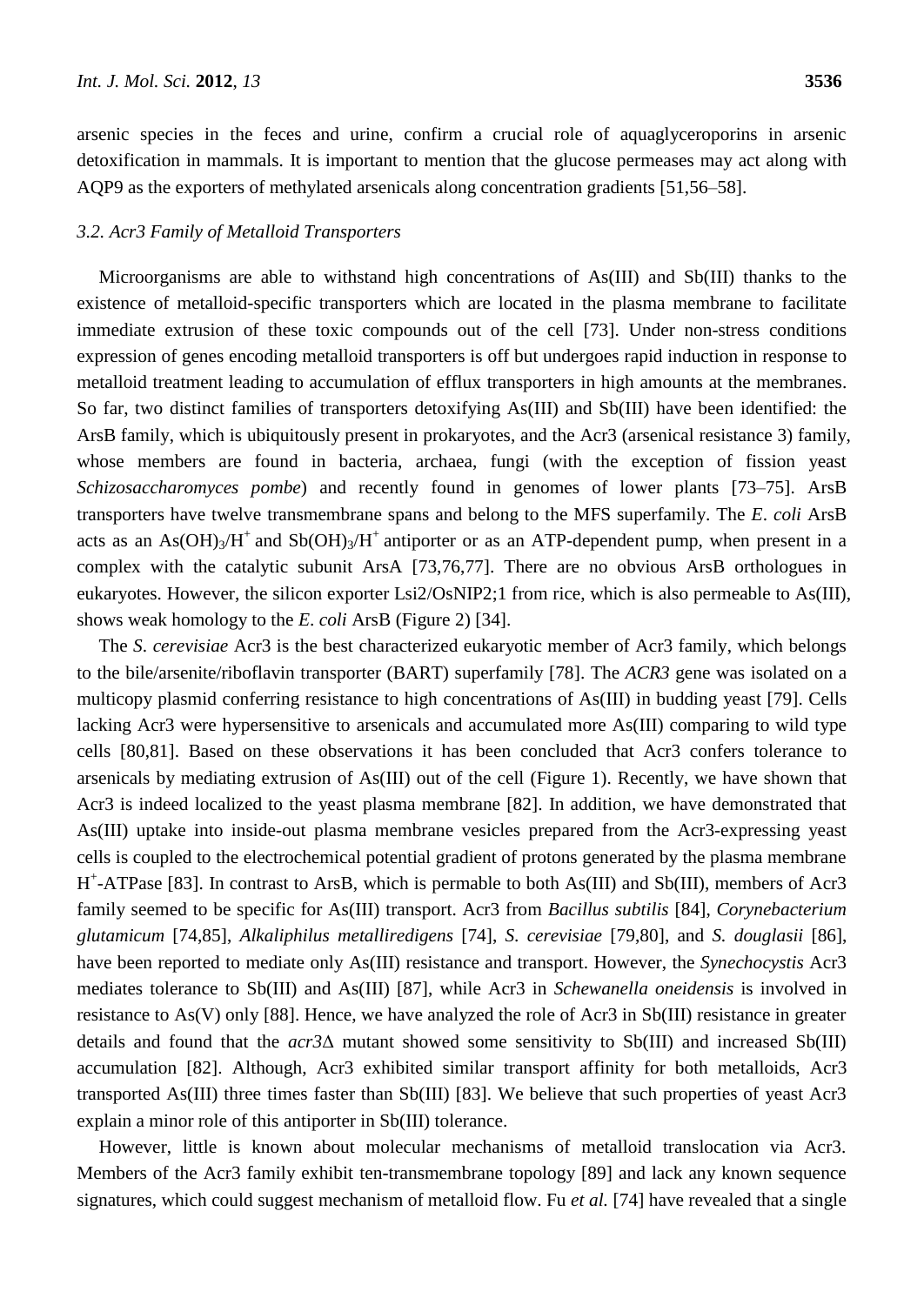arsenic species in the feces and urine, confirm a crucial role of aquaglyceroporins in arsenic detoxification in mammals. It is important to mention that the glucose permeases may act along with AQP9 as the exporters of methylated arsenicals along concentration gradients [51,56–58].

### *3.2. Acr3 Family of Metalloid Transporters*

Microorganisms are able to withstand high concentrations of As(III) and Sb(III) thanks to the existence of metalloid-specific transporters which are located in the plasma membrane to facilitate immediate extrusion of these toxic compounds out of the cell [73]. Under non-stress conditions expression of genes encoding metalloid transporters is off but undergoes rapid induction in response to metalloid treatment leading to accumulation of efflux transporters in high amounts at the membranes. So far, two distinct families of transporters detoxifying As(III) and Sb(III) have been identified: the ArsB family, which is ubiquitously present in prokaryotes, and the Acr3 (arsenical resistance 3) family, whose members are found in bacteria, archaea, fungi (with the exception of fission yeast *Schizosaccharomyces pombe*) and recently found in genomes of lower plants [73–75]. ArsB transporters have twelve transmembrane spans and belong to the MFS superfamily. The *E. coli* ArsB acts as an $As(OH)_3/H^+$ and $Sb(OH)_3/H^+$ antiporter or as an ATP-dependent pump, when present in a complex with the catalytic subunit ArsA [73,76,77]. There are no obvious ArsB orthologues in eukaryotes. However, the silicon exporter Lsi2/OsNIP2;1 from rice, which is also permeable to As(III), shows weak homology to the *E. coli* ArsB (Figure 2) [34].

The *S. cerevisiae* Acr3 is the best characterized eukaryotic member of Acr3 family, which belongs to the bile/arsenite/riboflavin transporter (BART) superfamily [78]. The *ACR3* gene was isolated on a multicopy plasmid conferring resistance to high concentrations of As(III) in budding yeast [79]. Cells lacking Acr3 were hypersensitive to arsenicals and accumulated more As(III) comparing to wild type cells [80,81]. Based on these observations it has been concluded that Acr3 confers tolerance to arsenicals by mediating extrusion of As(III) out of the cell (Figure 1). Recently, we have shown that Acr3 is indeed localized to the yeast plasma membrane [82]. In addition, we have demonstrated that As(III) uptake into inside-out plasma membrane vesicles prepared from the Acr3-expressing yeast cells is coupled to the electrochemical potential gradient of protons generated by the plasma membrane $H^+$-ATPase [83]. In contrast to ArsB, which is permable to both As(III) and Sb(III), members of Acr3 family seemed to be specific for As(III) transport. Acr3 from *Bacillus subtilis* [84], *Corynebacterium glutamicum* [74,85], *Alkaliphilus metalliredigens* [74], *S. cerevisiae* [79,80], and *S. douglasii* [86], have been reported to mediate only As(III) resistance and transport. However, the *Synechocystis* Acr3 mediates tolerance to Sb(III) and As(III) [87], while Acr3 in *Schewanella oneidensis* is involved in resistance to As(V) only [88]. Hence, we have analyzed the role of Acr3 in Sb(III) resistance in greater details and found that the *acr3*Δ mutant showed some sensitivity to Sb(III) and increased Sb(III) accumulation [82]. Although, Acr3 exhibited similar transport affinity for both metalloids, Acr3 transported As(III) three times faster than Sb(III) [83]. We believe that such properties of yeast Acr3 explain a minor role of this antiporter in Sb(III) tolerance.

However, little is known about molecular mechanisms of metalloid translocation via Acr3. Members of the Acr3 family exhibit ten-transmembrane topology [89] and lack any known sequence signatures, which could suggest mechanism of metalloid flow. Fu *et al.* [74] have revealed that a single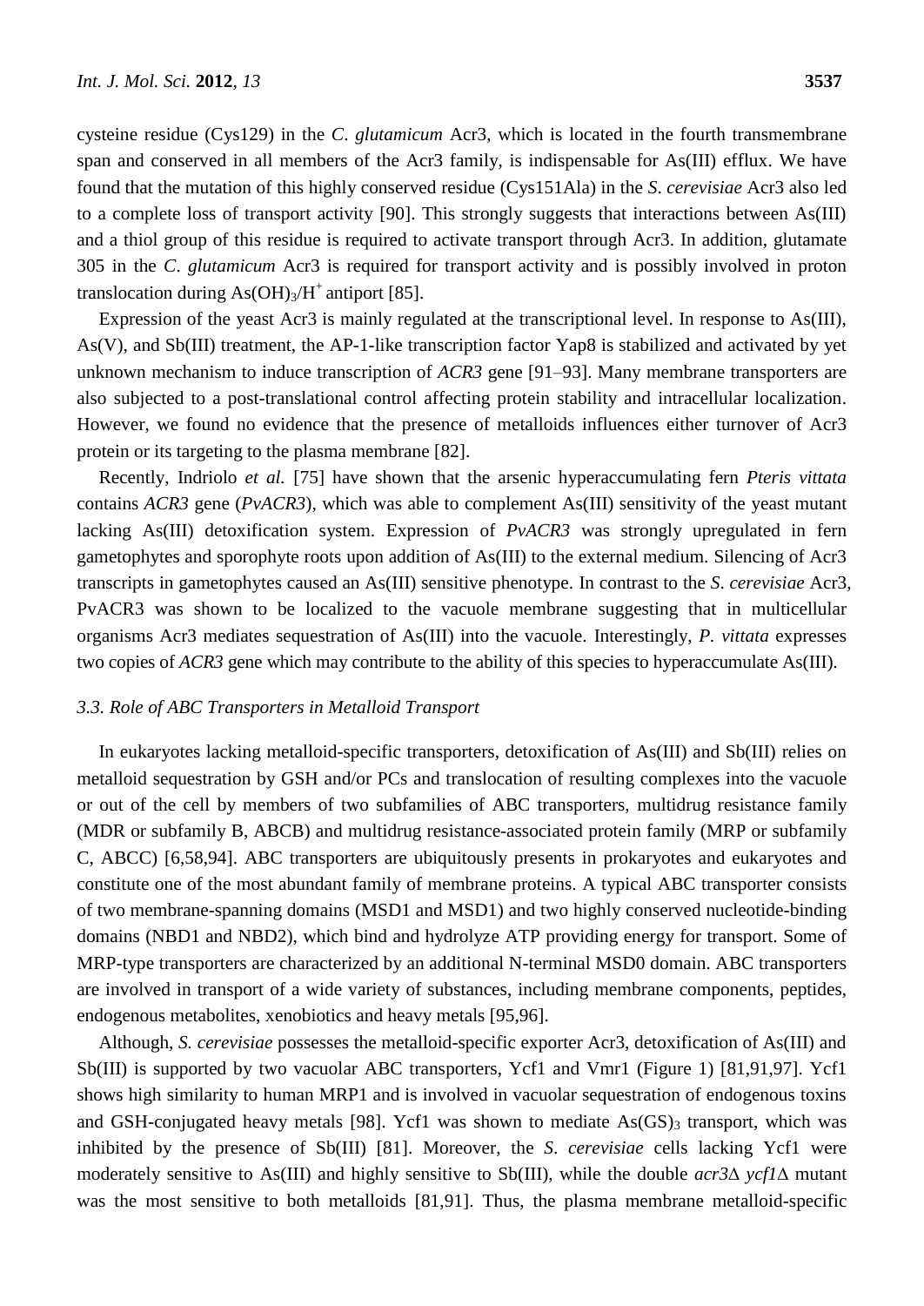cysteine residue (Cys129) in the *C*. *glutamicum* Acr3, which is located in the fourth transmembrane span and conserved in all members of the Acr3 family, is indispensable for As(III) efflux. We have found that the mutation of this highly conserved residue (Cys151Ala) in the *S*. *cerevisiae* Acr3 also led to a complete loss of transport activity [90]. This strongly suggests that interactions between As(III) and a thiol group of this residue is required to activate transport through Acr3. In addition, glutamate 305 in the *C*. *glutamicum* Acr3 is required for transport activity and is possibly involved in proton translocation during $As(OH)_3/H^+$ antiport [85].

Expression of the yeast Acr3 is mainly regulated at the transcriptional level. In response to As(III), As(V), and Sb(III) treatment, the AP-1-like transcription factor Yap8 is stabilized and activated by yet unknown mechanism to induce transcription of *ACR3* gene [91–93]. Many membrane transporters are also subjected to a post-translational control affecting protein stability and intracellular localization. However, we found no evidence that the presence of metalloids influences either turnover of Acr3 protein or its targeting to the plasma membrane [82].

Recently, Indriolo *et al.* [75] have shown that the arsenic hyperaccumulating fern *Pteris vittata* contains *ACR3* gene (*PvACR3*), which was able to complement As(III) sensitivity of the yeast mutant lacking As(III) detoxification system. Expression of *PvACR3* was strongly upregulated in fern gametophytes and sporophyte roots upon addition of As(III) to the external medium. Silencing of Acr3 transcripts in gametophytes caused an As(III) sensitive phenotype. In contrast to the *S*. *cerevisiae* Acr3, PvACR3 was shown to be localized to the vacuole membrane suggesting that in multicellular organisms Acr3 mediates sequestration of As(III) into the vacuole. Interestingly, *P. vittata* expresses two copies of *ACR3* gene which may contribute to the ability of this species to hyperaccumulate As(III).

### *3.3. Role of ABC Transporters in Metalloid Transport*

In eukaryotes lacking metalloid-specific transporters, detoxification of As(III) and Sb(III) relies on metalloid sequestration by GSH and/or PCs and translocation of resulting complexes into the vacuole or out of the cell by members of two subfamilies of ABC transporters, multidrug resistance family (MDR or subfamily B, ABCB) and multidrug resistance-associated protein family (MRP or subfamily C, ABCC) [6,58,94]. ABC transporters are ubiquitously presents in prokaryotes and eukaryotes and constitute one of the most abundant family of membrane proteins. A typical ABC transporter consists of two membrane-spanning domains (MSD1 and MSD1) and two highly conserved nucleotide-binding domains (NBD1 and NBD2), which bind and hydrolyze ATP providing energy for transport. Some of MRP-type transporters are characterized by an additional N-terminal MSD0 domain. ABC transporters are involved in transport of a wide variety of substances, including membrane components, peptides, endogenous metabolites, xenobiotics and heavy metals [95,96].

Although, *S. cerevisiae* possesses the metalloid-specific exporter Acr3, detoxification of As(III) and Sb(III) is supported by two vacuolar ABC transporters, Ycf1 and Vmr1 (Figure 1) [81,91,97]. Ycf1 shows high similarity to human MRP1 and is involved in vacuolar sequestration of endogenous toxins and GSH-conjugated heavy metals [98]. Ycf1 was shown to mediate $As(GS)_3$ transport, which was inhibited by the presence of Sb(III) [81]. Moreover, the *S*. *cerevisiae* cells lacking Ycf1 were moderately sensitive to As(III) and highly sensitive to Sb(III), while the double *acr3*Δ *ycf1*Δ mutant was the most sensitive to both metalloids [81,91]. Thus, the plasma membrane metalloid-specific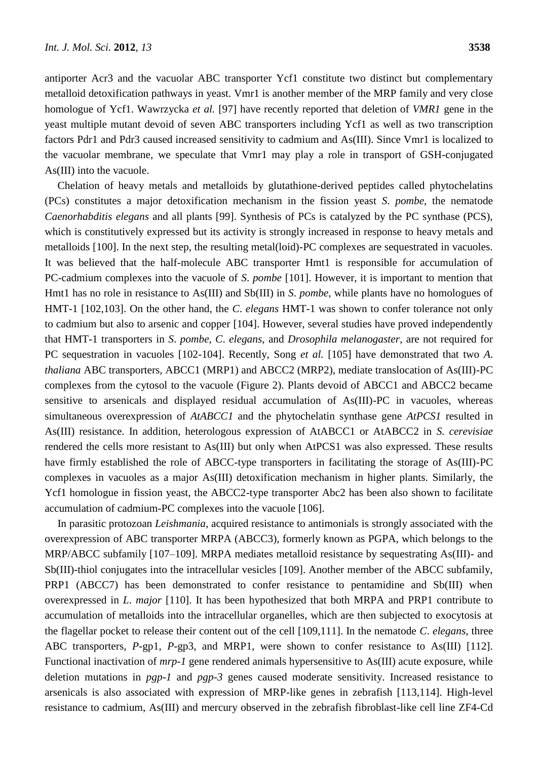antiporter Acr3 and the vacuolar ABC transporter Ycf1 constitute two distinct but complementary metalloid detoxification pathways in yeast. Vmr1 is another member of the MRP family and very close homologue of Ycf1. Wawrzycka *et al.* [97] have recently reported that deletion of *VMR1* gene in the yeast multiple mutant devoid of seven ABC transporters including Ycf1 as well as two transcription factors Pdr1 and Pdr3 caused increased sensitivity to cadmium and As(III). Since Vmr1 is localized to the vacuolar membrane, we speculate that Vmr1 may play a role in transport of GSH-conjugated As(III) into the vacuole.

Chelation of heavy metals and metalloids by glutathione-derived peptides called phytochelatins (PCs) constitutes a major detoxification mechanism in the fission yeast *S. pombe*, the nematode *Caenorhabditis elegans* and all plants [99]. Synthesis of PCs is catalyzed by the PC synthase (PCS), which is constitutively expressed but its activity is strongly increased in response to heavy metals and metalloids [100]. In the next step, the resulting metal(loid)-PC complexes are sequestrated in vacuoles. It was believed that the half-molecule ABC transporter Hmt1 is responsible for accumulation of PC-cadmium complexes into the vacuole of *S. pombe* [101]. However, it is important to mention that Hmt1 has no role in resistance to As(III) and Sb(III) in *S. pombe*, while plants have no homologues of HMT-1 [102,103]. On the other hand, the *C. elegans* HMT-1 was shown to confer tolerance not only to cadmium but also to arsenic and copper [104]. However, several studies have proved independently that HMT-1 transporters in *S. pombe*, *C. elegans*, and *Drosophila melanogaster*, are not required for PC sequestration in vacuoles [102-104]. Recently, Song *et al.* [105] have demonstrated that two *A. thaliana* ABC transporters, ABCC1 (MRP1) and ABCC2 (MRP2), mediate translocation of As(III)-PC complexes from the cytosol to the vacuole (Figure 2). Plants devoid of ABCC1 and ABCC2 became sensitive to arsenicals and displayed residual accumulation of As(III)-PC in vacuoles, whereas simultaneous overexpression of *AtABCC1* and the phytochelatin synthase gene *AtPCS1* resulted in As(III) resistance. In addition, heterologous expression of AtABCC1 or AtABCC2 in *S. cerevisiae* rendered the cells more resistant to As(III) but only when AtPCS1 was also expressed. These results have firmly established the role of ABCC-type transporters in facilitating the storage of As(III)-PC complexes in vacuoles as a major As(III) detoxification mechanism in higher plants. Similarly, the Ycf1 homologue in fission yeast, the ABCC2-type transporter Abc2 has been also shown to facilitate accumulation of cadmium-PC complexes into the vacuole [106].

In parasitic protozoan *Leishmania*, acquired resistance to antimonials is strongly associated with the overexpression of ABC transporter MRPA (ABCC3), formerly known as PGPA, which belongs to the MRP/ABCC subfamily [107–109]. MRPA mediates metalloid resistance by sequestrating As(III)- and Sb(III)-thiol conjugates into the intracellular vesicles [109]. Another member of the ABCC subfamily, PRP1 (ABCC7) has been demonstrated to confer resistance to pentamidine and Sb(III) when overexpressed in *L. major* [110]. It has been hypothesized that both MRPA and PRP1 contribute to accumulation of metalloids into the intracellular organelles, which are then subjected to exocytosis at the flagellar pocket to release their content out of the cell [109,111]. In the nematode *C. elegans*, three ABC transporters, *P*-gp1, *P*-gp3, and MRP1, were shown to confer resistance to As(III) [112]. Functional inactivation of *mrp-1* gene rendered animals hypersensitive to As(III) acute exposure, while deletion mutations in *pgp-1* and *pgp-3* genes caused moderate sensitivity. Increased resistance to arsenicals is also associated with expression of MRP-like genes in zebrafish [113,114]. High-level resistance to cadmium, As(III) and mercury observed in the zebrafish fibroblast-like cell line ZF4-Cd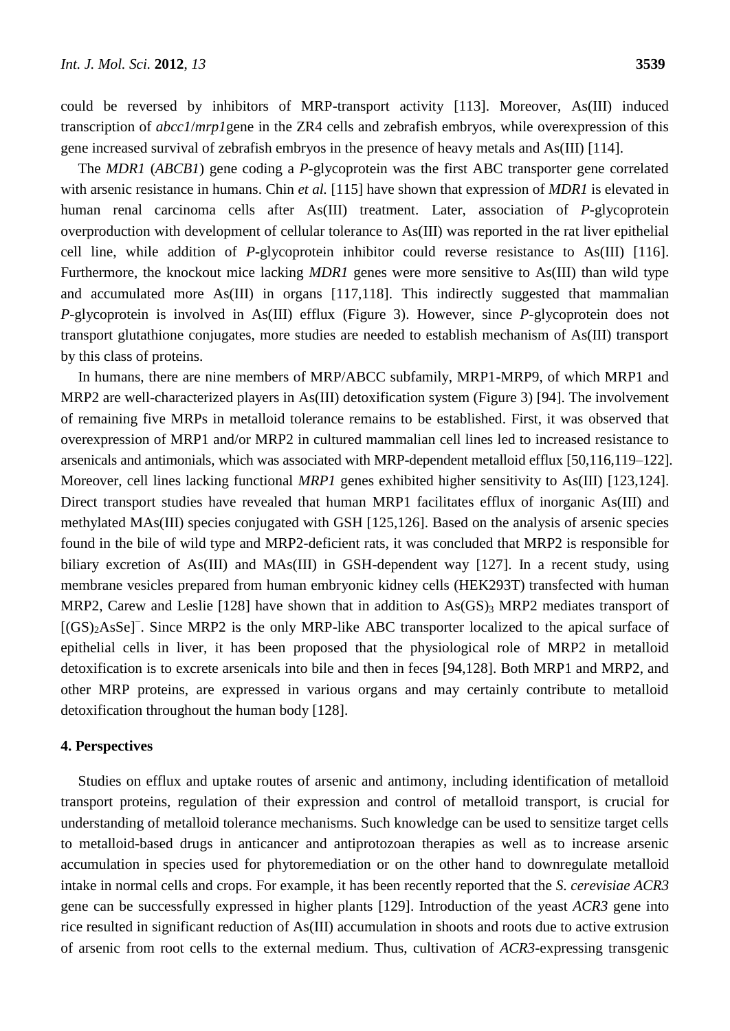could be reversed by inhibitors of MRP-transport activity [113]. Moreover, As(III) induced transcription of *abcc1*/*mrp1*gene in the ZR4 cells and zebrafish embryos, while overexpression of this gene increased survival of zebrafish embryos in the presence of heavy metals and As(III) [114].

The *MDR1* (*ABCB1*) gene coding a *P*-glycoprotein was the first ABC transporter gene correlated with arsenic resistance in humans. Chin *et al.* [115] have shown that expression of *MDR1* is elevated in human renal carcinoma cells after As(III) treatment. Later, association of *P*-glycoprotein overproduction with development of cellular tolerance to As(III) was reported in the rat liver epithelial cell line, while addition of *P*-glycoprotein inhibitor could reverse resistance to As(III) [116]. Furthermore, the knockout mice lacking *MDR1* genes were more sensitive to As(III) than wild type and accumulated more As(III) in organs [117,118]. This indirectly suggested that mammalian *P*-glycoprotein is involved in As(III) efflux (Figure 3). However, since *P*-glycoprotein does not transport glutathione conjugates, more studies are needed to establish mechanism of As(III) transport by this class of proteins.

In humans, there are nine members of MRP/ABCC subfamily, MRP1-MRP9, of which MRP1 and MRP2 are well-characterized players in As(III) detoxification system (Figure 3) [94]. The involvement of remaining five MRPs in metalloid tolerance remains to be established. First, it was observed that overexpression of MRP1 and/or MRP2 in cultured mammalian cell lines led to increased resistance to arsenicals and antimonials, which was associated with MRP-dependent metalloid efflux [50,116,119–122]. Moreover, cell lines lacking functional *MRP1* genes exhibited higher sensitivity to As(III) [123,124]. Direct transport studies have revealed that human MRP1 facilitates efflux of inorganic As(III) and methylated MAs(III) species conjugated with GSH [125,126]. Based on the analysis of arsenic species found in the bile of wild type and MRP2-deficient rats, it was concluded that MRP2 is responsible for biliary excretion of As(III) and MAs(III) in GSH-dependent way [127]. In a recent study, using membrane vesicles prepared from human embryonic kidney cells (HEK293T) transfected with human MRP2, Carew and Leslie [128] have shown that in addition to $As(GS)_3$ MRP2 mediates transport of $[(GS)_2AsSe]^-$. Since MRP2 is the only MRP-like ABC transporter localized to the apical surface of epithelial cells in liver, it has been proposed that the physiological role of MRP2 in metalloid detoxification is to excrete arsenicals into bile and then in feces [94,128]. Both MRP1 and MRP2, and other MRP proteins, are expressed in various organs and may certainly contribute to metalloid detoxification throughout the human body [128].

## 4. Perspectives

Studies on efflux and uptake routes of arsenic and antimony, including identification of metalloid transport proteins, regulation of their expression and control of metalloid transport, is crucial for understanding of metalloid tolerance mechanisms. Such knowledge can be used to sensitize target cells to metalloid-based drugs in anticancer and antiprotozoan therapies as well as to increase arsenic accumulation in species used for phytoremediation or on the other hand to downregulate metalloid intake in normal cells and crops. For example, it has been recently reported that the *S. cerevisiae ACR3* gene can be successfully expressed in higher plants [129]. Introduction of the yeast *ACR3* gene into rice resulted in significant reduction of As(III) accumulation in shoots and roots due to active extrusion of arsenic from root cells to the external medium. Thus, cultivation of *ACR3*-expressing transgenic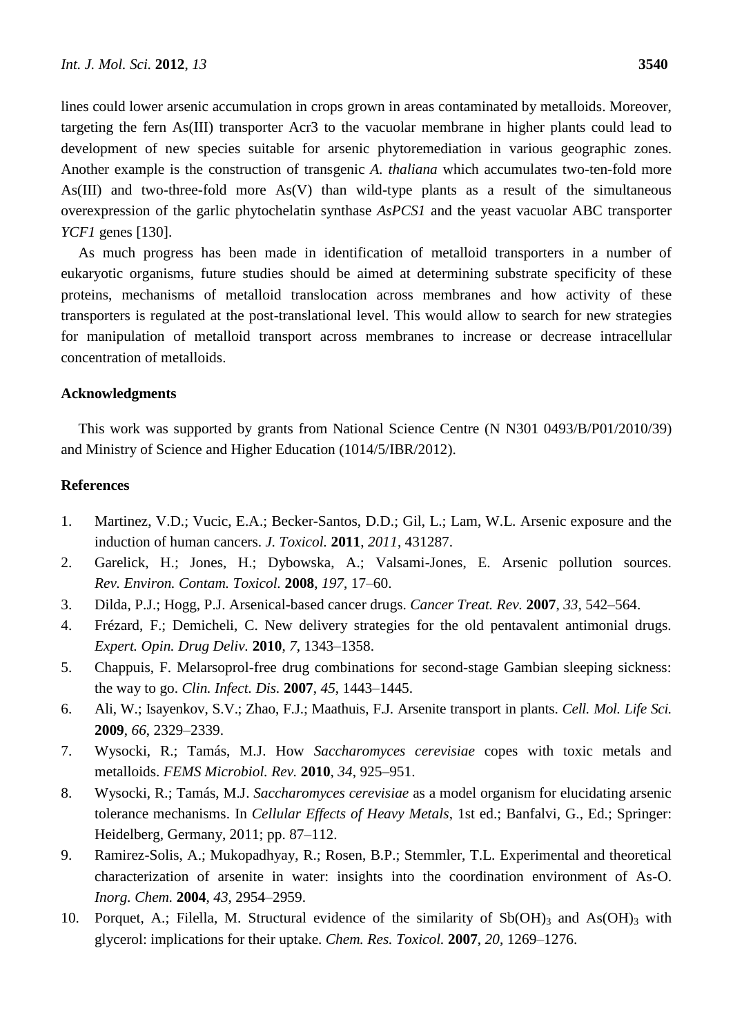lines could lower arsenic accumulation in crops grown in areas contaminated by metalloids. Moreover, targeting the fern As(III) transporter Acr3 to the vacuolar membrane in higher plants could lead to development of new species suitable for arsenic phytoremediation in various geographic zones. Another example is the construction of transgenic *A. thaliana* which accumulates two-ten-fold more As(III) and two-three-fold more As(V) than wild-type plants as a result of the simultaneous overexpression of the garlic phytochelatin synthase *AsPCS1* and the yeast vacuolar ABC transporter *YCF1* genes [130].

As much progress has been made in identification of metalloid transporters in a number of eukaryotic organisms, future studies should be aimed at determining substrate specificity of these proteins, mechanisms of metalloid translocation across membranes and how activity of these transporters is regulated at the post-translational level. This would allow to search for new strategies for manipulation of metalloid transport across membranes to increase or decrease intracellular concentration of metalloids.

## Acknowledgments

This work was supported by grants from National Science Centre (N N301 0493/B/P01/2010/39) and Ministry of Science and Higher Education (1014/5/IBR/2012).

## References

1. Martinez, V.D.; Vucic, E.A.; Becker-Santos, D.D.; Gil, L.; Lam, W.L. Arsenic exposure and the induction of human cancers. *J. Toxicol.* **2011**, *2011*, 431287.
2. Garelick, H.; Jones, H.; Dybowska, A.; Valsami-Jones, E. Arsenic pollution sources. *Rev. Environ. Contam. Toxicol.* **2008**, *197*, 17–60.
3. Dilda, P.J.; Hogg, P.J. Arsenical-based cancer drugs. *Cancer Treat. Rev.* **2007**, *33*, 542–564.
4. Frézard, F.; Demicheli, C. New delivery strategies for the old pentavalent antimonial drugs. *Expert. Opin. Drug Deliv.* **2010**, *7*, 1343–1358.
5. Chappuis, F. Melarsoprol-free drug combinations for second-stage Gambian sleeping sickness: the way to go. *Clin. Infect. Dis.* **2007**, *45*, 1443–1445.
6. Ali, W.; Isayenkov, S.V.; Zhao, F.J.; Maathuis, F.J. Arsenite transport in plants. *Cell. Mol. Life Sci.* **2009**, *66*, 2329–2339.
7. Wysocki, R.; Tamás, M.J. How *Saccharomyces cerevisiae* copes with toxic metals and metalloids. *FEMS Microbiol. Rev.* **2010**, *34*, 925–951.
8. Wysocki, R.; Tamás, M.J. *Saccharomyces cerevisiae* as a model organism for elucidating arsenic tolerance mechanisms. In *Cellular Effects of Heavy Metals*, 1st ed.; Banfalvi, G., Ed.; Springer: Heidelberg, Germany, 2011; pp. 87–112.
9. Ramirez-Solis, A.; Mukopadhyay, R.; Rosen, B.P.; Stemmler, T.L. Experimental and theoretical characterization of arsenite in water: insights into the coordination environment of As-O. *Inorg. Chem.* **2004**, *43*, 2954–2959.
10. Porquet, A.; Filella, M. Structural evidence of the similarity of $Sb(OH)_3$ and $As(OH)_3$ with glycerol: implications for their uptake. *Chem. Res. Toxicol.* **2007**, *20*, 1269–1276.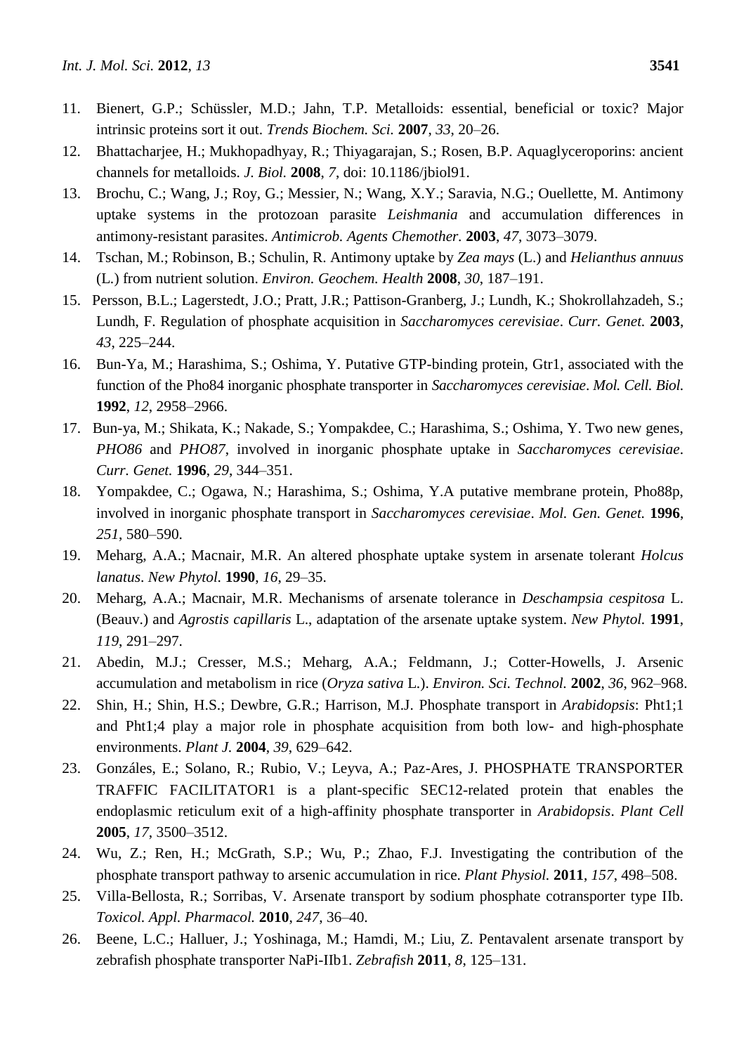11. Bienert, G.P.; Schüssler, M.D.; Jahn, T.P. Metalloids: essential, beneficial or toxic? Major intrinsic proteins sort it out. *Trends Biochem. Sci.* **2007**, *33*, 20–26.
12. Bhattacharjee, H.; Mukhopadhyay, R.; Thiyagarajan, S.; Rosen, B.P. Aquaglyceroporins: ancient channels for metalloids. *J. Biol.* **2008**, *7*, doi: 10.1186/jbiol91.
13. Brochu, C.; Wang, J.; Roy, G.; Messier, N.; Wang, X.Y.; Saravia, N.G.; Ouellette, M. Antimony uptake systems in the protozoan parasite *Leishmania* and accumulation differences in antimony-resistant parasites. *Antimicrob. Agents Chemother.* **2003**, *47*, 3073–3079.
14. Tschan, M.; Robinson, B.; Schulin, R. Antimony uptake by *Zea mays* (L.) and *Helianthus annuus* (L.) from nutrient solution. *Environ. Geochem. Health* **2008**, *30*, 187–191.
15. Persson, B.L.; Lagerstedt, J.O.; Pratt, J.R.; Pattison-Granberg, J.; Lundh, K.; Shokrollahzadeh, S.; Lundh, F. Regulation of phosphate acquisition in *Saccharomyces cerevisiae*. *Curr. Genet.* **2003**, *43*, 225–244.
16. Bun-Ya, M.; Harashima, S.; Oshima, Y. Putative GTP-binding protein, Gtr1, associated with the function of the Pho84 inorganic phosphate transporter in *Saccharomyces cerevisiae*. *Mol. Cell. Biol.* **1992**, *12*, 2958–2966.
17. Bun-ya, M.; Shikata, K.; Nakade, S.; Yompakdee, C.; Harashima, S.; Oshima, Y. Two new genes, *PHO86* and *PHO87*, involved in inorganic phosphate uptake in *Saccharomyces cerevisiae*. *Curr. Genet.* **1996**, *29*, 344–351.
18. Yompakdee, C.; Ogawa, N.; Harashima, S.; Oshima, Y.A putative membrane protein, Pho88p, involved in inorganic phosphate transport in *Saccharomyces cerevisiae*. *Mol. Gen. Genet.* **1996**, *251*, 580–590.
19. Meharg, A.A.; Macnair, M.R. An altered phosphate uptake system in arsenate tolerant *Holcus lanatus*. *New Phytol.* **1990**, *16*, 29–35.
20. Meharg, A.A.; Macnair, M.R. Mechanisms of arsenate tolerance in *Deschampsia cespitosa* L. (Beauv.) and *Agrostis capillaris* L., adaptation of the arsenate uptake system. *New Phytol.* **1991**, *119*, 291–297.
21. Abedin, M.J.; Cresser, M.S.; Meharg, A.A.; Feldmann, J.; Cotter-Howells, J. Arsenic accumulation and metabolism in rice (*Oryza sativa* L.). *Environ. Sci. Technol.* **2002**, *36*, 962–968.
22. Shin, H.; Shin, H.S.; Dewbre, G.R.; Harrison, M.J. Phosphate transport in *Arabidopsis*: Pht1;1 and Pht1;4 play a major role in phosphate acquisition from both low- and high-phosphate environments. *Plant J.* **2004**, *39*, 629–642.
23. Gonzáles, E.; Solano, R.; Rubio, V.; Leyva, A.; Paz-Ares, J. PHOSPHATE TRANSPORTER TRAFFIC FACILITATOR1 is a plant-specific SEC12-related protein that enables the endoplasmic reticulum exit of a high-affinity phosphate transporter in *Arabidopsis*. *Plant Cell* **2005**, *17*, 3500–3512.
24. Wu, Z.; Ren, H.; McGrath, S.P.; Wu, P.; Zhao, F.J. Investigating the contribution of the phosphate transport pathway to arsenic accumulation in rice. *Plant Physiol.* **2011**, *157*, 498–508.
25. Villa-Bellosta, R.; Sorribas, V. Arsenate transport by sodium phosphate cotransporter type IIb. *Toxicol. Appl. Pharmacol.* **2010**, *247*, 36–40.
26. Beene, L.C.; Halluer, J.; Yoshinaga, M.; Hamdi, M.; Liu, Z. Pentavalent arsenate transport by zebrafish phosphate transporter NaPi-IIb1. *Zebrafish* **2011**, *8*, 125–131.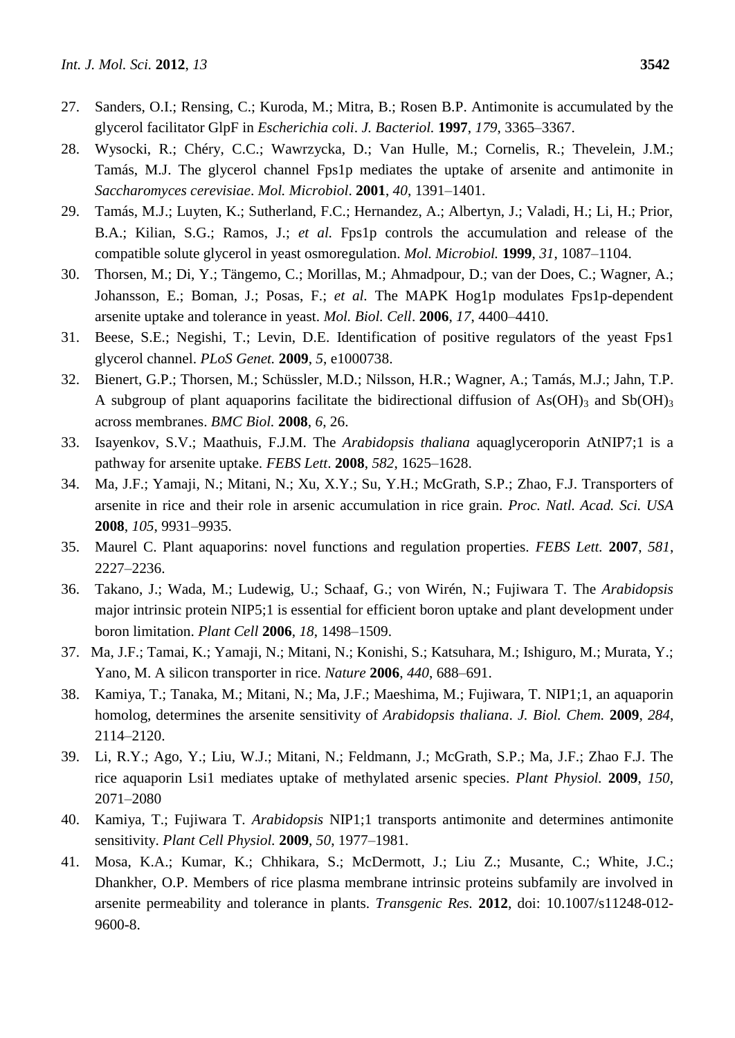27. Sanders, O.I.; Rensing, C.; Kuroda, M.; Mitra, B.; Rosen B.P. Antimonite is accumulated by the glycerol facilitator GlpF in *Escherichia coli*. *J. Bacteriol.* **1997**, *179*, 3365–3367.
28. Wysocki, R.; Chéry, C.C.; Wawrzycka, D.; Van Hulle, M.; Cornelis, R.; Thevelein, J.M.; Tamás, M.J. The glycerol channel Fps1p mediates the uptake of arsenite and antimonite in *Saccharomyces cerevisiae*. *Mol. Microbiol*. **2001**, *40*, 1391–1401.
29. Tamás, M.J.; Luyten, K.; Sutherland, F.C.; Hernandez, A.; Albertyn, J.; Valadi, H.; Li, H.; Prior, B.A.; Kilian, S.G.; Ramos, J.; *et al.* Fps1p controls the accumulation and release of the compatible solute glycerol in yeast osmoregulation. *Mol. Microbiol.* **1999**, *31*, 1087–1104.
30. Thorsen, M.; Di, Y.; Tängemo, C.; Morillas, M.; Ahmadpour, D.; van der Does, C.; Wagner, A.; Johansson, E.; Boman, J.; Posas, F.; *et al*. The MAPK Hog1p modulates Fps1p-dependent arsenite uptake and tolerance in yeast. *Mol. Biol. Cell*. **2006**, *17*, 4400–4410.
31. Beese, S.E.; Negishi, T.; Levin, D.E. Identification of positive regulators of the yeast Fps1 glycerol channel. *PLoS Genet.* **2009**, *5*, e1000738.
32. Bienert, G.P.; Thorsen, M.; Schüssler, M.D.; Nilsson, H.R.; Wagner, A.; Tamás, M.J.; Jahn, T.P. A subgroup of plant aquaporins facilitate the bidirectional diffusion of $As(OH)_3$ and $Sb(OH)_3$ across membranes. *BMC Biol.* **2008**, *6*, 26.
33. Isayenkov, S.V.; Maathuis, F.J.M. The *Arabidopsis thaliana* aquaglyceroporin AtNIP7;1 is a pathway for arsenite uptake. *FEBS Lett*. **2008**, *582*, 1625–1628.
34. Ma, J.F.; Yamaji, N.; Mitani, N.; Xu, X.Y.; Su, Y.H.; McGrath, S.P.; Zhao, F.J. Transporters of arsenite in rice and their role in arsenic accumulation in rice grain. *Proc. Natl. Acad. Sci. USA* **2008**, *105*, 9931–9935.
35. Maurel C. Plant aquaporins: novel functions and regulation properties. *FEBS Lett.* **2007**, *581*, 2227–2236.
36. Takano, J.; Wada, M.; Ludewig, U.; Schaaf, G.; von Wirén, N.; Fujiwara T. The *Arabidopsis* major intrinsic protein NIP5;1 is essential for efficient boron uptake and plant development under boron limitation. *Plant Cell* **2006**, *18*, 1498–1509.
37. Ma, J.F.; Tamai, K.; Yamaji, N.; Mitani, N.; Konishi, S.; Katsuhara, M.; Ishiguro, M.; Murata, Y.; Yano, M. A silicon transporter in rice. *Nature* **2006**, *440*, 688–691.
38. Kamiya, T.; Tanaka, M.; Mitani, N.; Ma, J.F.; Maeshima, M.; Fujiwara, T. NIP1;1, an aquaporin homolog, determines the arsenite sensitivity of *Arabidopsis thaliana*. *J. Biol. Chem.* **2009**, *284*, 2114–2120.
39. Li, R.Y.; Ago, Y.; Liu, W.J.; Mitani, N.; Feldmann, J.; McGrath, S.P.; Ma, J.F.; Zhao F.J. The rice aquaporin Lsi1 mediates uptake of methylated arsenic species. *Plant Physiol.* **2009**, *150*, 2071–2080
40. Kamiya, T.; Fujiwara T. *Arabidopsis* NIP1;1 transports antimonite and determines antimonite sensitivity. *Plant Cell Physiol.* **2009**, *50*, 1977–1981.
41. Mosa, K.A.; Kumar, K.; Chhikara, S.; McDermott, J.; Liu Z.; Musante, C.; White, J.C.; Dhankher, O.P. Members of rice plasma membrane intrinsic proteins subfamily are involved in arsenite permeability and tolerance in plants. *Transgenic Res.* **2012**, doi: 10.1007/s11248-012-9600-8.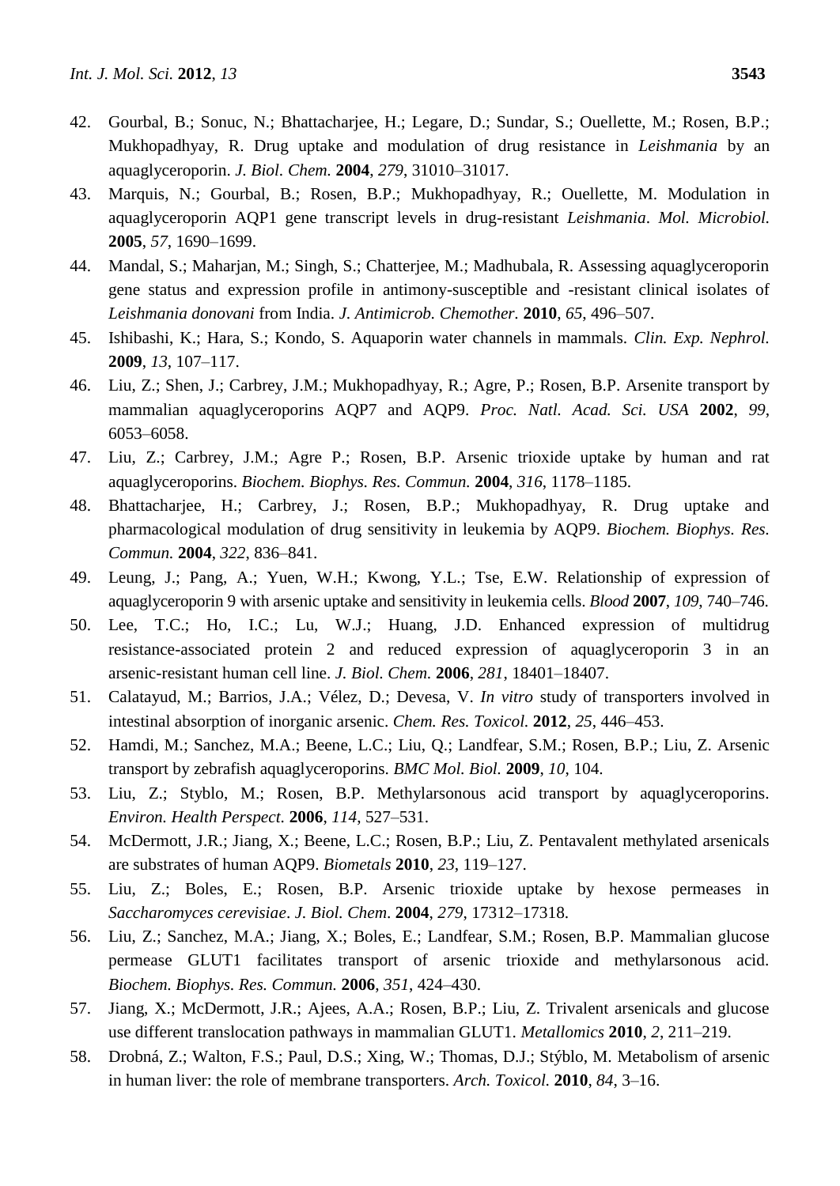42. Gourbal, B.; Sonuc, N.; Bhattacharjee, H.; Legare, D.; Sundar, S.; Ouellette, M.; Rosen, B.P.; Mukhopadhyay, R. Drug uptake and modulation of drug resistance in *Leishmania* by an aquaglyceroporin. *J. Biol. Chem.* **2004**, *279*, 31010–31017.
43. Marquis, N.; Gourbal, B.; Rosen, B.P.; Mukhopadhyay, R.; Ouellette, M. Modulation in aquaglyceroporin AQP1 gene transcript levels in drug-resistant *Leishmania*. *Mol. Microbiol.* **2005**, *57*, 1690–1699.
44. Mandal, S.; Maharjan, M.; Singh, S.; Chatterjee, M.; Madhubala, R. Assessing aquaglyceroporin gene status and expression profile in antimony-susceptible and -resistant clinical isolates of *Leishmania donovani* from India. *J. Antimicrob. Chemother.* **2010**, *65*, 496–507.
45. Ishibashi, K.; Hara, S.; Kondo, S. Aquaporin water channels in mammals. *Clin. Exp. Nephrol.* **2009**, *13*, 107–117.
46. Liu, Z.; Shen, J.; Carbrey, J.M.; Mukhopadhyay, R.; Agre, P.; Rosen, B.P. Arsenite transport by mammalian aquaglyceroporins AQP7 and AQP9. *Proc. Natl. Acad. Sci. USA* **2002**, *99*, 6053–6058.
47. Liu, Z.; Carbrey, J.M.; Agre P.; Rosen, B.P. Arsenic trioxide uptake by human and rat aquaglyceroporins. *Biochem. Biophys. Res. Commun.* **2004**, *316*, 1178–1185.
48. Bhattacharjee, H.; Carbrey, J.; Rosen, B.P.; Mukhopadhyay, R. Drug uptake and pharmacological modulation of drug sensitivity in leukemia by AQP9. *Biochem. Biophys. Res. Commun.* **2004**, *322*, 836–841.
49. Leung, J.; Pang, A.; Yuen, W.H.; Kwong, Y.L.; Tse, E.W. Relationship of expression of aquaglyceroporin 9 with arsenic uptake and sensitivity in leukemia cells. *Blood* **2007**, *109*, 740–746.
50. Lee, T.C.; Ho, I.C.; Lu, W.J.; Huang, J.D. Enhanced expression of multidrug resistance-associated protein 2 and reduced expression of aquaglyceroporin 3 in an arsenic-resistant human cell line. *J. Biol. Chem.* **2006**, *281*, 18401–18407.
51. Calatayud, M.; Barrios, J.A.; Vélez, D.; Devesa, V. *In vitro* study of transporters involved in intestinal absorption of inorganic arsenic. *Chem. Res. Toxicol.* **2012**, *25*, 446–453.
52. Hamdi, M.; Sanchez, M.A.; Beene, L.C.; Liu, Q.; Landfear, S.M.; Rosen, B.P.; Liu, Z. Arsenic transport by zebrafish aquaglyceroporins. *BMC Mol. Biol.* **2009**, *10*, 104.
53. Liu, Z.; Styblo, M.; Rosen, B.P. Methylarsonous acid transport by aquaglyceroporins. *Environ. Health Perspect.* **2006**, *114*, 527–531.
54. McDermott, J.R.; Jiang, X.; Beene, L.C.; Rosen, B.P.; Liu, Z. Pentavalent methylated arsenicals are substrates of human AQP9. *Biometals* **2010**, *23*, 119–127.
55. Liu, Z.; Boles, E.; Rosen, B.P. Arsenic trioxide uptake by hexose permeases in *Saccharomyces cerevisiae*. *J. Biol. Chem*. **2004**, *279*, 17312–17318.
56. Liu, Z.; Sanchez, M.A.; Jiang, X.; Boles, E.; Landfear, S.M.; Rosen, B.P. Mammalian glucose permease GLUT1 facilitates transport of arsenic trioxide and methylarsonous acid. *Biochem. Biophys. Res. Commun.* **2006**, *351*, 424–430.
57. Jiang, X.; McDermott, J.R.; Ajees, A.A.; Rosen, B.P.; Liu, Z. Trivalent arsenicals and glucose use different translocation pathways in mammalian GLUT1. *Metallomics* **2010**, *2*, 211–219.
58. Drobná, Z.; Walton, F.S.; Paul, D.S.; Xing, W.; Thomas, D.J.; Stýblo, M. Metabolism of arsenic in human liver: the role of membrane transporters. *Arch. Toxicol.* **2010**, *84*, 3–16.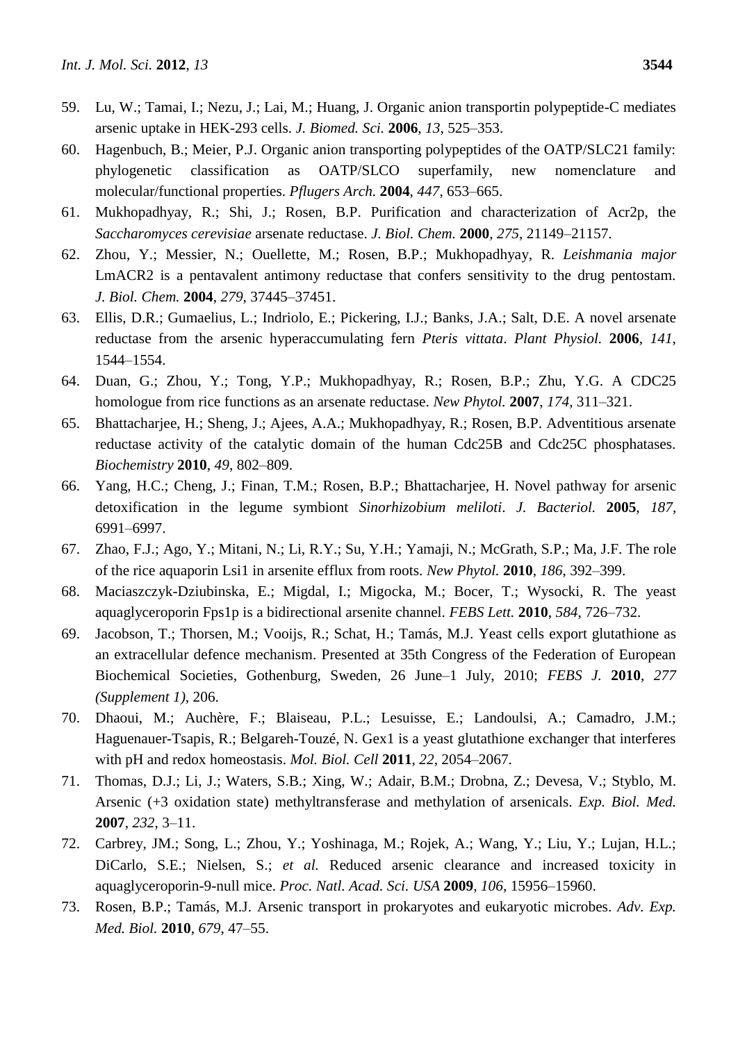59. Lu, W.; Tamai, I.; Nezu, J.; Lai, M.; Huang, J. Organic anion transportin polypeptide-C mediates arsenic uptake in HEK-293 cells. *J. Biomed. Sci.* **2006**, *13*, 525–353.
60. Hagenbuch, B.; Meier, P.J. Organic anion transporting polypeptides of the OATP/SLC21 family: phylogenetic classification as OATP/SLCO superfamily, new nomenclature and molecular/functional properties. *Pflugers Arch.* **2004**, *447*, 653–665.
61. Mukhopadhyay, R.; Shi, J.; Rosen, B.P. Purification and characterization of Acr2p, the *Saccharomyces cerevisiae* arsenate reductase. *J. Biol. Chem.* **2000**, *275*, 21149–21157.
62. Zhou, Y.; Messier, N.; Ouellette, M.; Rosen, B.P.; Mukhopadhyay, R. *Leishmania major* LmACR2 is a pentavalent antimony reductase that confers sensitivity to the drug pentostam. *J. Biol. Chem.* **2004**, *279*, 37445–37451.
63. Ellis, D.R.; Gumaelius, L.; Indriolo, E.; Pickering, I.J.; Banks, J.A.; Salt, D.E. A novel arsenate reductase from the arsenic hyperaccumulating fern *Pteris vittata*. *Plant Physiol.* **2006**, *141*, 1544–1554.
64. Duan, G.; Zhou, Y.; Tong, Y.P.; Mukhopadhyay, R.; Rosen, B.P.; Zhu, Y.G. A CDC25 homologue from rice functions as an arsenate reductase. *New Phytol.* **2007**, *174*, 311–321.
65. Bhattacharjee, H.; Sheng, J.; Ajees, A.A.; Mukhopadhyay, R.; Rosen, B.P. Adventitious arsenate reductase activity of the catalytic domain of the human Cdc25B and Cdc25C phosphatases. *Biochemistry* **2010**, *49*, 802–809.
66. Yang, H.C.; Cheng, J.; Finan, T.M.; Rosen, B.P.; Bhattacharjee, H. Novel pathway for arsenic detoxification in the legume symbiont *Sinorhizobium meliloti*. *J. Bacteriol.* **2005**, *187*, 6991–6997.
67. Zhao, F.J.; Ago, Y.; Mitani, N.; Li, R.Y.; Su, Y.H.; Yamaji, N.; McGrath, S.P.; Ma, J.F. The role of the rice aquaporin Lsi1 in arsenite efflux from roots. *New Phytol.* **2010**, *186*, 392–399.
68. Maciaszczyk-Dziubinska, E.; Migdal, I.; Migocka, M.; Bocer, T.; Wysocki, R. The yeast aquaglyceroporin Fps1p is a bidirectional arsenite channel. *FEBS Lett.* **2010**, *584*, 726–732.
69. Jacobson, T.; Thorsen, M.; Vooijs, R.; Schat, H.; Tamás, M.J. Yeast cells export glutathione as an extracellular defence mechanism. Presented at 35th Congress of the Federation of European Biochemical Societies, Gothenburg, Sweden, 26 June–1 July, 2010; *FEBS J.* **2010**, *277 (Supplement 1)*, 206.
70. Dhaoui, M.; Auchère, F.; Blaiseau, P.L.; Lesuisse, E.; Landoulsi, A.; Camadro, J.M.; Haguenauer-Tsapis, R.; Belgareh-Touzé, N. Gex1 is a yeast glutathione exchanger that interferes with pH and redox homeostasis. *Mol. Biol. Cell* **2011**, *22*, 2054–2067.
71. Thomas, D.J.; Li, J.; Waters, S.B.; Xing, W.; Adair, B.M.; Drobna, Z.; Devesa, V.; Styblo, M. Arsenic (+3 oxidation state) methyltransferase and methylation of arsenicals. *Exp. Biol. Med.* **2007**, *232*, 3–11.
72. Carbrey, JM.; Song, L.; Zhou, Y.; Yoshinaga, M.; Rojek, A.; Wang, Y.; Liu, Y.; Lujan, H.L.; DiCarlo, S.E.; Nielsen, S.; *et al.* Reduced arsenic clearance and increased toxicity in aquaglyceroporin-9-null mice. *Proc. Natl. Acad. Sci. USA* **2009**, *106*, 15956–15960.
73. Rosen, B.P.; Tamás, M.J. Arsenic transport in prokaryotes and eukaryotic microbes. *Adv. Exp. Med. Biol.* **2010**, *679*, 47–55.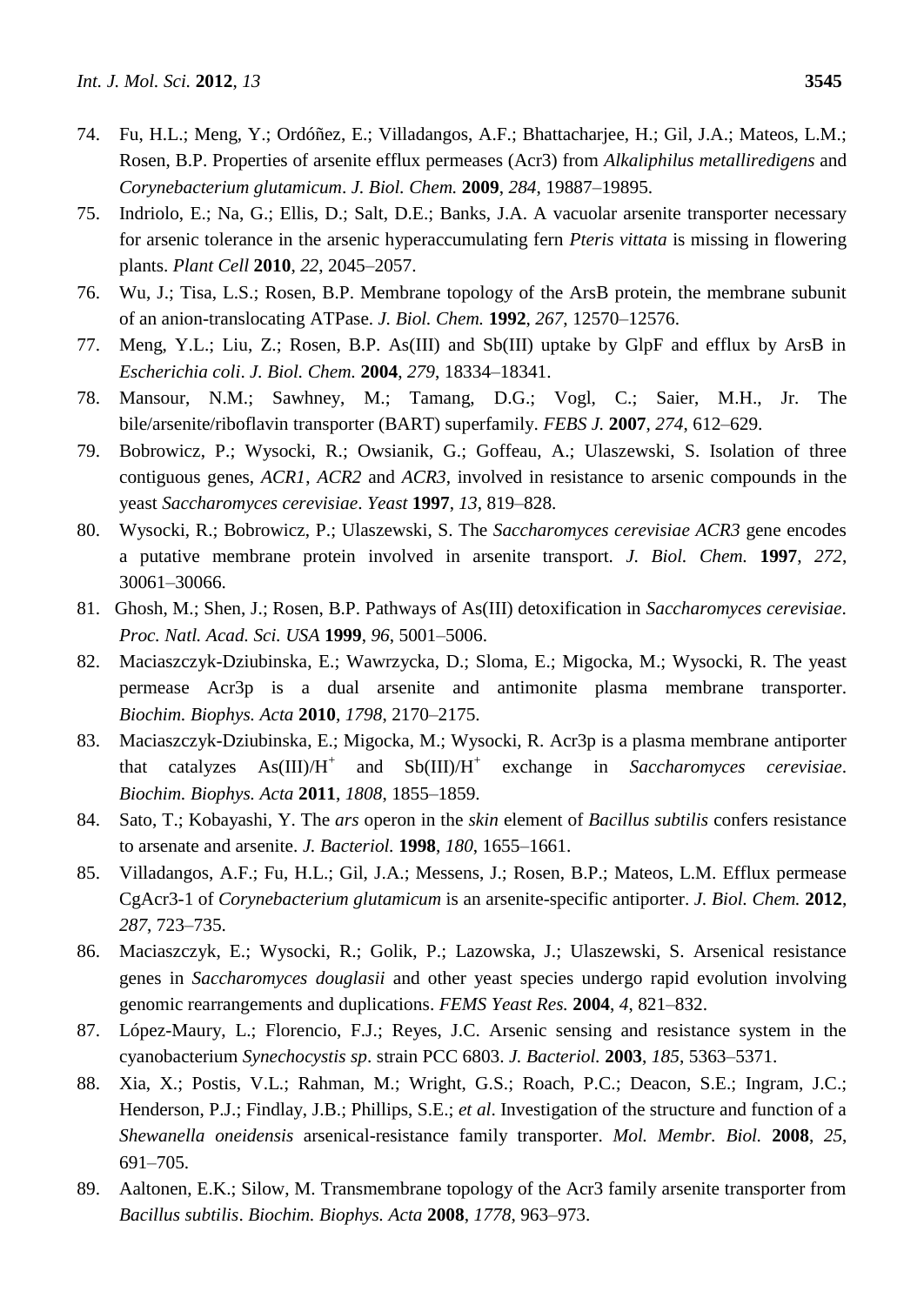74. Fu, H.L.; Meng, Y.; Ordóñez, E.; Villadangos, A.F.; Bhattacharjee, H.; Gil, J.A.; Mateos, L.M.; Rosen, B.P. Properties of arsenite efflux permeases (Acr3) from *Alkaliphilus metalliredigens* and *Corynebacterium glutamicum*. *J. Biol. Chem.* **2009**, *284*, 19887–19895.
75. Indriolo, E.; Na, G.; Ellis, D.; Salt, D.E.; Banks, J.A. A vacuolar arsenite transporter necessary for arsenic tolerance in the arsenic hyperaccumulating fern *Pteris vittata* is missing in flowering plants. *Plant Cell* **2010**, *22*, 2045–2057.
76. Wu, J.; Tisa, L.S.; Rosen, B.P. Membrane topology of the ArsB protein, the membrane subunit of an anion-translocating ATPase. *J. Biol. Chem.* **1992**, *267*, 12570–12576.
77. Meng, Y.L.; Liu, Z.; Rosen, B.P. As(III) and Sb(III) uptake by GlpF and efflux by ArsB in *Escherichia coli*. *J. Biol. Chem.* **2004**, *279*, 18334–18341.
78. Mansour, N.M.; Sawhney, M.; Tamang, D.G.; Vogl, C.; Saier, M.H., Jr. The bile/arsenite/riboflavin transporter (BART) superfamily. *FEBS J.* **2007**, *274*, 612–629.
79. Bobrowicz, P.; Wysocki, R.; Owsianik, G.; Goffeau, A.; Ulaszewski, S. Isolation of three contiguous genes, *ACR1*, *ACR2* and *ACR3*, involved in resistance to arsenic compounds in the yeast *Saccharomyces cerevisiae*. *Yeast* **1997**, *13*, 819–828.
80. Wysocki, R.; Bobrowicz, P.; Ulaszewski, S. The *Saccharomyces cerevisiae ACR3* gene encodes a putative membrane protein involved in arsenite transport. *J. Biol. Chem.* **1997**, *272*, 30061–30066.
81. Ghosh, M.; Shen, J.; Rosen, B.P. Pathways of As(III) detoxification in *Saccharomyces cerevisiae*. *Proc. Natl. Acad. Sci. USA* **1999**, *96*, 5001–5006.
82. Maciaszczyk-Dziubinska, E.; Wawrzycka, D.; Sloma, E.; Migocka, M.; Wysocki, R. The yeast permease Acr3p is a dual arsenite and antimonite plasma membrane transporter. *Biochim. Biophys. Acta* **2010**, *1798*, 2170–2175.
83. Maciaszczyk-Dziubinska, E.; Migocka, M.; Wysocki, R. Acr3p is a plasma membrane antiporter that catalyzes As(III)/$H^+$ and Sb(III)/$H^+$ exchange in *Saccharomyces cerevisiae*. *Biochim. Biophys. Acta* **2011**, *1808*, 1855–1859.
84. Sato, T.; Kobayashi, Y. The *ars* operon in the *skin* element of *Bacillus subtilis* confers resistance to arsenate and arsenite. *J. Bacteriol.* **1998**, *180*, 1655–1661.
85. Villadangos, A.F.; Fu, H.L.; Gil, J.A.; Messens, J.; Rosen, B.P.; Mateos, L.M. Efflux permease CgAcr3-1 of *Corynebacterium glutamicum* is an arsenite-specific antiporter. *J. Biol. Chem.* **2012**, *287*, 723–735.
86. Maciaszczyk, E.; Wysocki, R.; Golik, P.; Lazowska, J.; Ulaszewski, S. Arsenical resistance genes in *Saccharomyces douglasii* and other yeast species undergo rapid evolution involving genomic rearrangements and duplications. *FEMS Yeast Res.* **2004**, *4*, 821–832.
87. López-Maury, L.; Florencio, F.J.; Reyes, J.C. Arsenic sensing and resistance system in the cyanobacterium *Synechocystis sp*. strain PCC 6803. *J. Bacteriol.* **2003**, *185*, 5363–5371.
88. Xia, X.; Postis, V.L.; Rahman, M.; Wright, G.S.; Roach, P.C.; Deacon, S.E.; Ingram, J.C.; Henderson, P.J.; Findlay, J.B.; Phillips, S.E.; *et al*. Investigation of the structure and function of a *Shewanella oneidensis* arsenical-resistance family transporter. *Mol. Membr. Biol.* **2008**, *25*, 691–705.
89. Aaltonen, E.K.; Silow, M. Transmembrane topology of the Acr3 family arsenite transporter from *Bacillus subtilis*. *Biochim. Biophys. Acta* **2008**, *1778*, 963–973.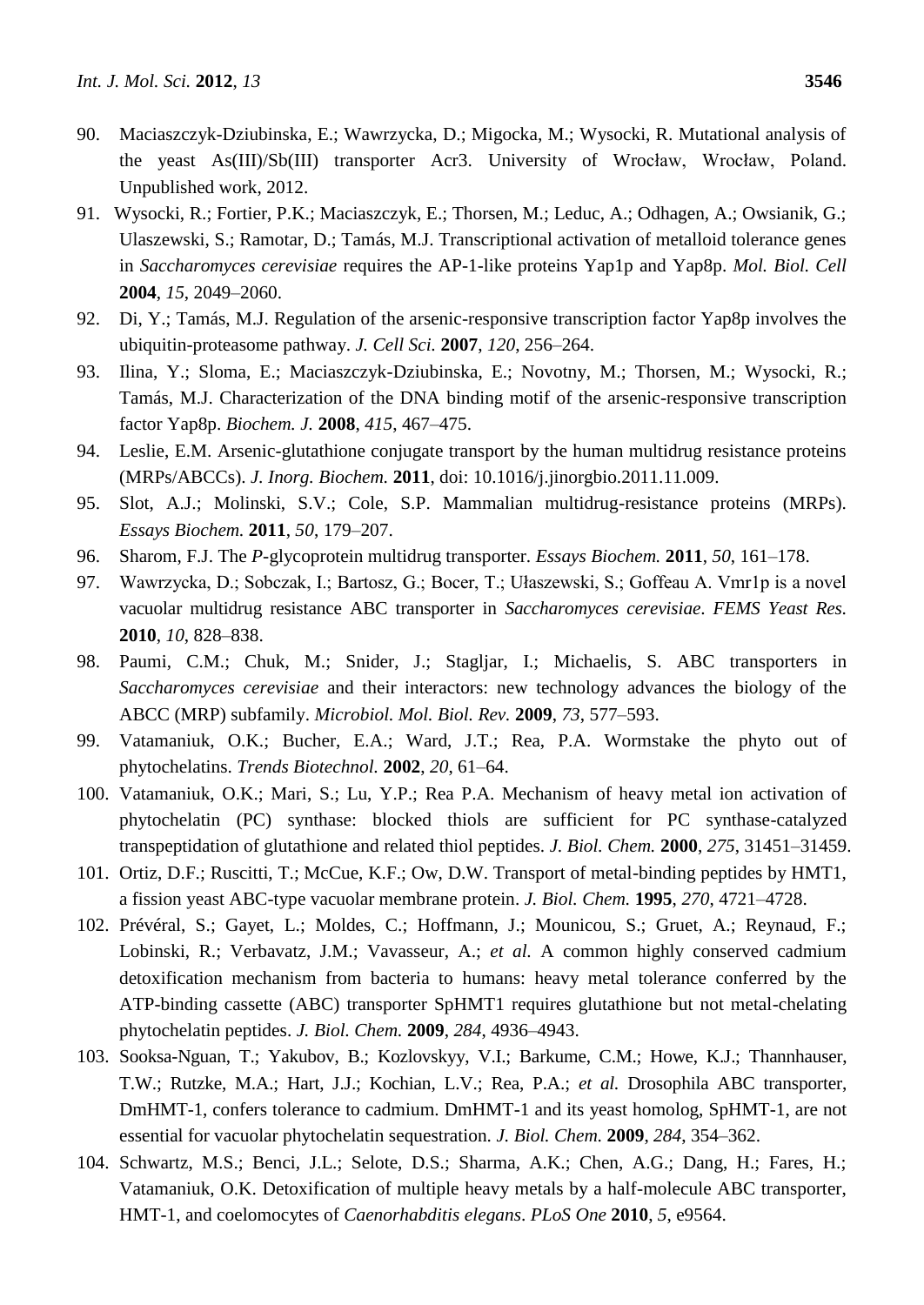90. Maciaszczyk-Dziubinska, E.; Wawrzycka, D.; Migocka, M.; Wysocki, R. Mutational analysis of the yeast As(III)/Sb(III) transporter Acr3. University of Wrocław, Wrocław, Poland. Unpublished work, 2012.
91. Wysocki, R.; Fortier, P.K.; Maciaszczyk, E.; Thorsen, M.; Leduc, A.; Odhagen, A.; Owsianik, G.; Ulaszewski, S.; Ramotar, D.; Tamás, M.J. Transcriptional activation of metalloid tolerance genes in *Saccharomyces cerevisiae* requires the AP-1-like proteins Yap1p and Yap8p. *Mol. Biol. Cell* **2004**, *15*, 2049–2060.
92. Di, Y.; Tamás, M.J. Regulation of the arsenic-responsive transcription factor Yap8p involves the ubiquitin-proteasome pathway. *J. Cell Sci.* **2007**, *120*, 256–264.
93. Ilina, Y.; Sloma, E.; Maciaszczyk-Dziubinska, E.; Novotny, M.; Thorsen, M.; Wysocki, R.; Tamás, M.J. Characterization of the DNA binding motif of the arsenic-responsive transcription factor Yap8p. *Biochem. J.* **2008**, *415*, 467–475.
94. Leslie, E.M. Arsenic-glutathione conjugate transport by the human multidrug resistance proteins (MRPs/ABCCs). *J. Inorg. Biochem.* **2011**, doi: 10.1016/j.jinorgbio.2011.11.009.
95. Slot, A.J.; Molinski, S.V.; Cole, S.P. Mammalian multidrug-resistance proteins (MRPs). *Essays Biochem.* **2011**, *50*, 179–207.
96. Sharom, F.J. The *P*-glycoprotein multidrug transporter. *Essays Biochem.* **2011**, *50*, 161–178.
97. Wawrzycka, D.; Sobczak, I.; Bartosz, G.; Bocer, T.; Ułaszewski, S.; Goffeau A. Vmr1p is a novel vacuolar multidrug resistance ABC transporter in *Saccharomyces cerevisiae*. *FEMS Yeast Res.* **2010**, *10*, 828–838.
98. Paumi, C.M.; Chuk, M.; Snider, J.; Stagljar, I.; Michaelis, S. ABC transporters in *Saccharomyces cerevisiae* and their interactors: new technology advances the biology of the ABCC (MRP) subfamily. *Microbiol. Mol. Biol. Rev.* **2009**, *73*, 577–593.
99. Vatamaniuk, O.K.; Bucher, E.A.; Ward, J.T.; Rea, P.A. Wormstake the phyto out of phytochelatins. *Trends Biotechnol.* **2002**, *20*, 61–64.
100. Vatamaniuk, O.K.; Mari, S.; Lu, Y.P.; Rea P.A. Mechanism of heavy metal ion activation of phytochelatin (PC) synthase: blocked thiols are sufficient for PC synthase-catalyzed transpeptidation of glutathione and related thiol peptides. *J. Biol. Chem.* **2000**, *275*, 31451–31459.
101. Ortiz, D.F.; Ruscitti, T.; McCue, K.F.; Ow, D.W. Transport of metal-binding peptides by HMT1, a fission yeast ABC-type vacuolar membrane protein. *J. Biol. Chem.* **1995**, *270*, 4721–4728.
102. Prévéral, S.; Gayet, L.; Moldes, C.; Hoffmann, J.; Mounicou, S.; Gruet, A.; Reynaud, F.; Lobinski, R.; Verbavatz, J.M.; Vavasseur, A.; *et al.* A common highly conserved cadmium detoxification mechanism from bacteria to humans: heavy metal tolerance conferred by the ATP-binding cassette (ABC) transporter SpHMT1 requires glutathione but not metal-chelating phytochelatin peptides. *J. Biol. Chem.* **2009**, *284*, 4936–4943.
103. Sooksa-Nguan, T.; Yakubov, B.; Kozlovskyy, V.I.; Barkume, C.M.; Howe, K.J.; Thannhauser, T.W.; Rutzke, M.A.; Hart, J.J.; Kochian, L.V.; Rea, P.A.; *et al.* Drosophila ABC transporter, DmHMT-1, confers tolerance to cadmium. DmHMT-1 and its yeast homolog, SpHMT-1, are not essential for vacuolar phytochelatin sequestration. *J. Biol. Chem.* **2009**, *284*, 354–362.
104. Schwartz, M.S.; Benci, J.L.; Selote, D.S.; Sharma, A.K.; Chen, A.G.; Dang, H.; Fares, H.; Vatamaniuk, O.K. Detoxification of multiple heavy metals by a half-molecule ABC transporter, HMT-1, and coelomocytes of *Caenorhabditis elegans*. *PLoS One* **2010**, *5*, e9564.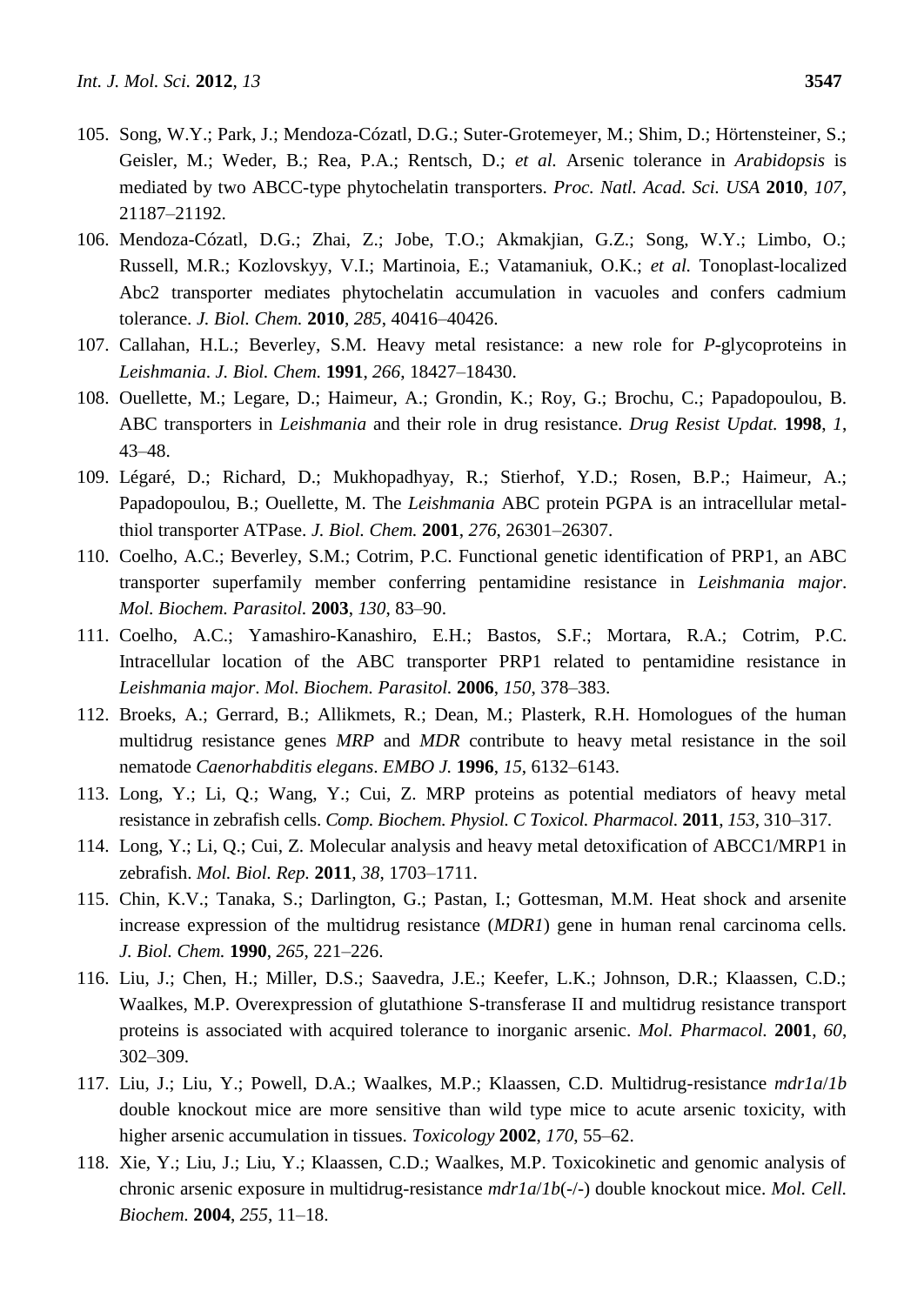105. Song, W.Y.; Park, J.; Mendoza-Cózatl, D.G.; Suter-Grotemeyer, M.; Shim, D.; Hörtensteiner, S.; Geisler, M.; Weder, B.; Rea, P.A.; Rentsch, D.; *et al.* Arsenic tolerance in *Arabidopsis* is mediated by two ABCC-type phytochelatin transporters. *Proc. Natl. Acad. Sci. USA* **2010**, *107*, 21187–21192.
106. Mendoza-Cózatl, D.G.; Zhai, Z.; Jobe, T.O.; Akmakjian, G.Z.; Song, W.Y.; Limbo, O.; Russell, M.R.; Kozlovskyy, V.I.; Martinoia, E.; Vatamaniuk, O.K.; *et al.* Tonoplast-localized Abc2 transporter mediates phytochelatin accumulation in vacuoles and confers cadmium tolerance. *J. Biol. Chem.* **2010**, *285*, 40416–40426.
107. Callahan, H.L.; Beverley, S.M. Heavy metal resistance: a new role for *P*-glycoproteins in *Leishmania*. *J. Biol. Chem.* **1991**, *266*, 18427–18430.
108. Ouellette, M.; Legare, D.; Haimeur, A.; Grondin, K.; Roy, G.; Brochu, C.; Papadopoulou, B. ABC transporters in *Leishmania* and their role in drug resistance. *Drug Resist Updat.* **1998**, *1*, 43–48.
109. Légaré, D.; Richard, D.; Mukhopadhyay, R.; Stierhof, Y.D.; Rosen, B.P.; Haimeur, A.; Papadopoulou, B.; Ouellette, M. The *Leishmania* ABC protein PGPA is an intracellular metal-thiol transporter ATPase. *J. Biol. Chem.* **2001**, *276*, 26301–26307.
110. Coelho, A.C.; Beverley, S.M.; Cotrim, P.C. Functional genetic identification of PRP1, an ABC transporter superfamily member conferring pentamidine resistance in *Leishmania major*. *Mol. Biochem. Parasitol.* **2003**, *130*, 83–90.
111. Coelho, A.C.; Yamashiro-Kanashiro, E.H.; Bastos, S.F.; Mortara, R.A.; Cotrim, P.C. Intracellular location of the ABC transporter PRP1 related to pentamidine resistance in *Leishmania major*. *Mol. Biochem. Parasitol.* **2006**, *150*, 378–383.
112. Broeks, A.; Gerrard, B.; Allikmets, R.; Dean, M.; Plasterk, R.H. Homologues of the human multidrug resistance genes *MRP* and *MDR* contribute to heavy metal resistance in the soil nematode *Caenorhabditis elegans*. *EMBO J.* **1996**, *15*, 6132–6143.
113. Long, Y.; Li, Q.; Wang, Y.; Cui, Z. MRP proteins as potential mediators of heavy metal resistance in zebrafish cells. *Comp. Biochem. Physiol. C Toxicol. Pharmacol.* **2011**, *153*, 310–317.
114. Long, Y.; Li, Q.; Cui, Z. Molecular analysis and heavy metal detoxification of ABCC1/MRP1 in zebrafish. *Mol. Biol. Rep.* **2011**, *38*, 1703–1711.
115. Chin, K.V.; Tanaka, S.; Darlington, G.; Pastan, I.; Gottesman, M.M. Heat shock and arsenite increase expression of the multidrug resistance (*MDR1*) gene in human renal carcinoma cells. *J. Biol. Chem.* **1990**, *265*, 221–226.
116. Liu, J.; Chen, H.; Miller, D.S.; Saavedra, J.E.; Keefer, L.K.; Johnson, D.R.; Klaassen, C.D.; Waalkes, M.P. Overexpression of glutathione S-transferase II and multidrug resistance transport proteins is associated with acquired tolerance to inorganic arsenic. *Mol. Pharmacol.* **2001**, *60*, 302–309.
117. Liu, J.; Liu, Y.; Powell, D.A.; Waalkes, M.P.; Klaassen, C.D. Multidrug-resistance *mdr1a*/*1b* double knockout mice are more sensitive than wild type mice to acute arsenic toxicity, with higher arsenic accumulation in tissues. *Toxicology* **2002**, *170*, 55–62.
118. Xie, Y.; Liu, J.; Liu, Y.; Klaassen, C.D.; Waalkes, M.P. Toxicokinetic and genomic analysis of chronic arsenic exposure in multidrug-resistance *mdr1a*/*1b*(-/-) double knockout mice. *Mol. Cell. Biochem.* **2004**, *255*, 11–18.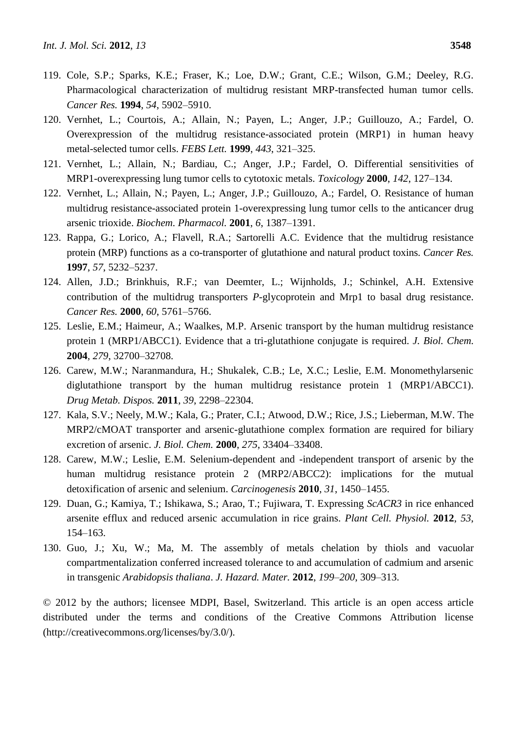119. Cole, S.P.; Sparks, K.E.; Fraser, K.; Loe, D.W.; Grant, C.E.; Wilson, G.M.; Deeley, R.G. Pharmacological characterization of multidrug resistant MRP-transfected human tumor cells. *Cancer Res.* **1994**, *54*, 5902–5910.
120. Vernhet, L.; Courtois, A.; Allain, N.; Payen, L.; Anger, J.P.; Guillouzo, A.; Fardel, O. Overexpression of the multidrug resistance-associated protein (MRP1) in human heavy metal-selected tumor cells. *FEBS Lett.* **1999**, *443*, 321–325.
121. Vernhet, L.; Allain, N.; Bardiau, C.; Anger, J.P.; Fardel, O. Differential sensitivities of MRP1-overexpressing lung tumor cells to cytotoxic metals. *Toxicology* **2000**, *142*, 127–134.
122. Vernhet, L.; Allain, N.; Payen, L.; Anger, J.P.; Guillouzo, A.; Fardel, O. Resistance of human multidrug resistance-associated protein 1-overexpressing lung tumor cells to the anticancer drug arsenic trioxide. *Biochem. Pharmacol.* **2001**, *6*, 1387–1391.
123. Rappa, G.; Lorico, A.; Flavell, R.A.; Sartorelli A.C. Evidence that the multidrug resistance protein (MRP) functions as a co-transporter of glutathione and natural product toxins. *Cancer Res.* **1997**, *57*, 5232–5237.
124. Allen, J.D.; Brinkhuis, R.F.; van Deemter, L.; Wijnholds, J.; Schinkel, A.H. Extensive contribution of the multidrug transporters *P*-glycoprotein and Mrp1 to basal drug resistance. *Cancer Res.* **2000**, *60*, 5761–5766.
125. Leslie, E.M.; Haimeur, A.; Waalkes, M.P. Arsenic transport by the human multidrug resistance protein 1 (MRP1/ABCC1). Evidence that a tri-glutathione conjugate is required. *J. Biol. Chem.* **2004**, *279*, 32700–32708.
126. Carew, M.W.; Naranmandura, H.; Shukalek, C.B.; Le, X.C.; Leslie, E.M. Monomethylarsenic diglutathione transport by the human multidrug resistance protein 1 (MRP1/ABCC1). *Drug Metab. Dispos.* **2011**, *39*, 2298–22304.
127. Kala, S.V.; Neely, M.W.; Kala, G.; Prater, C.I.; Atwood, D.W.; Rice, J.S.; Lieberman, M.W. The MRP2/cMOAT transporter and arsenic-glutathione complex formation are required for biliary excretion of arsenic. *J. Biol. Chem.* **2000**, *275*, 33404–33408.
128. Carew, M.W.; Leslie, E.M. Selenium-dependent and -independent transport of arsenic by the human multidrug resistance protein 2 (MRP2/ABCC2): implications for the mutual detoxification of arsenic and selenium. *Carcinogenesis* **2010**, *31*, 1450–1455.
129. Duan, G.; Kamiya, T.; Ishikawa, S.; Arao, T.; Fujiwara, T. Expressing *ScACR3* in rice enhanced arsenite efflux and reduced arsenic accumulation in rice grains. *Plant Cell. Physiol.* **2012**, *53*, 154–163.
130. Guo, J.; Xu, W.; Ma, M. The assembly of metals chelation by thiols and vacuolar compartmentalization conferred increased tolerance to and accumulation of cadmium and arsenic in transgenic *Arabidopsis thaliana*. *J. Hazard. Mater.* **2012**, *199–200*, 309–313.

© 2012 by the authors; licensee MDPI, Basel, Switzerland. This article is an open access article distributed under the terms and conditions of the Creative Commons Attribution license (http://creativecommons.org/licenses/by/3.0/).